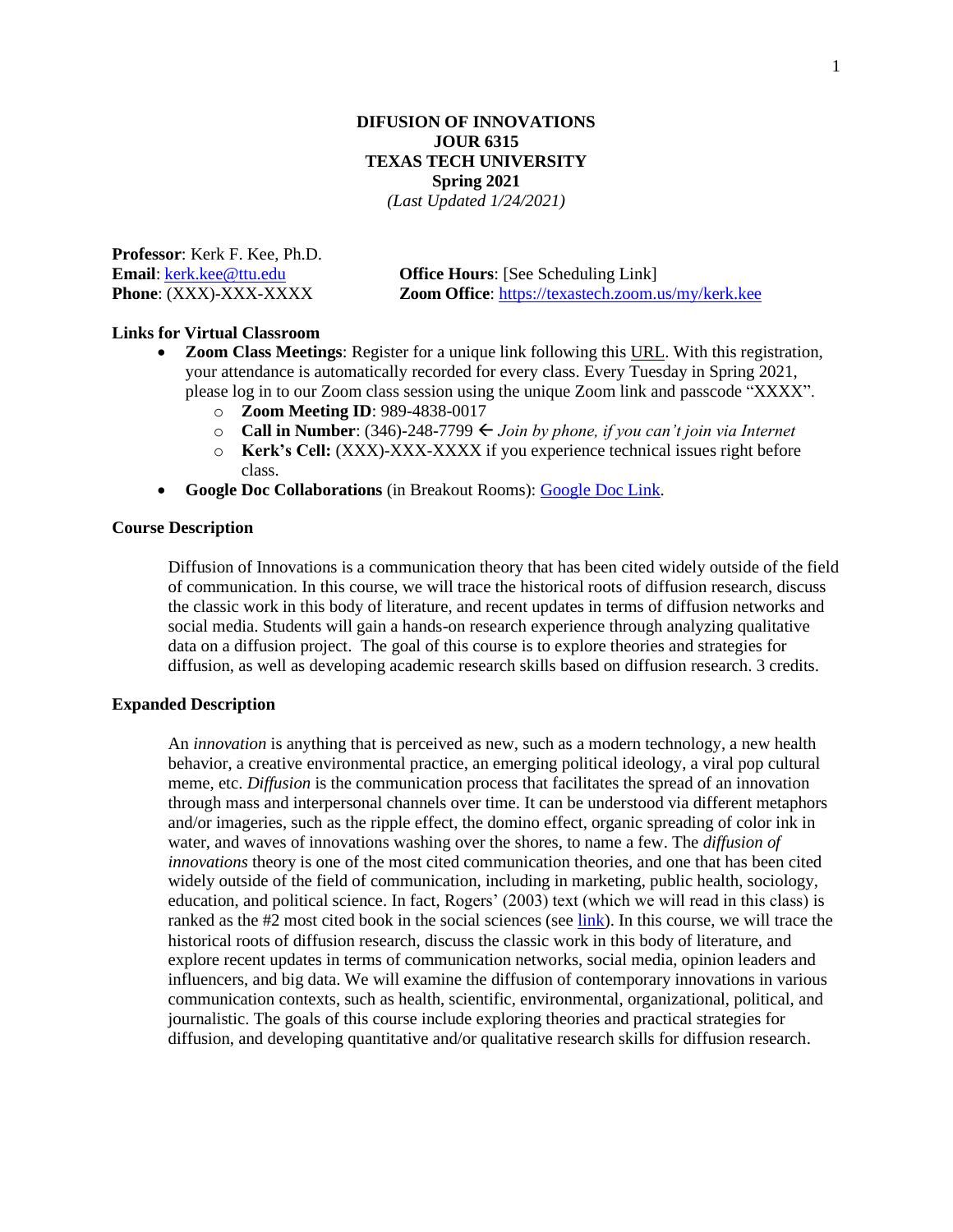# DIFUSION OF INNOVATIONS
## JOUR 6315
## TEXAS TECH UNIVERSITY
## Spring 2021

*(Last Updated 1/24/2021)*

**Professor**: Kerk F. Kee, Ph.D.
**Email**: kerk.kee@ttu.edu
**Phone**: (XXX)-XXX-XXXX
**Office Hours**: [See Scheduling Link]
**Zoom Office**: https://texastech.zoom.us/my/kerk.kee

**Links for Virtual Classroom**

- **Zoom Class Meetings**: Register for a unique link following this URL. With this registration, your attendance is automatically recorded for every class. Every Tuesday in Spring 2021, please log in to our Zoom class session using the unique Zoom link and passcode "XXXX".
  - **Zoom Meeting ID**: 989-4838-0017
  - **Call in Number**: (346)-248-7799 ← *Join by phone, if you can't join via Internet*
  - **Kerk's Cell:** (XXX)-XXX-XXXX if you experience technical issues right before class.
- **Google Doc Collaborations** (in Breakout Rooms): Google Doc Link.

**Course Description**

Diffusion of Innovations is a communication theory that has been cited widely outside of the field of communication. In this course, we will trace the historical roots of diffusion research, discuss the classic work in this body of literature, and recent updates in terms of diffusion networks and social media. Students will gain a hands-on research experience through analyzing qualitative data on a diffusion project. The goal of this course is to explore theories and strategies for diffusion, as well as developing academic research skills based on diffusion research. 3 credits.

**Expanded Description**

An *innovation* is anything that is perceived as new, such as a modern technology, a new health behavior, a creative environmental practice, an emerging political ideology, a viral pop cultural meme, etc. *Diffusion* is the communication process that facilitates the spread of an innovation through mass and interpersonal channels over time. It can be understood via different metaphors and/or imageries, such as the ripple effect, the domino effect, organic spreading of color ink in water, and waves of innovations washing over the shores, to name a few. The *diffusion of innovations* theory is one of the most cited communication theories, and one that has been cited widely outside of the field of communication, including in marketing, public health, sociology, education, and political science. In fact, Rogers' (2003) text (which we will read in this class) is ranked as the #2 most cited book in the social sciences (see link). In this course, we will trace the historical roots of diffusion research, discuss the classic work in this body of literature, and explore recent updates in terms of communication networks, social media, opinion leaders and influencers, and big data. We will examine the diffusion of contemporary innovations in various communication contexts, such as health, scientific, environmental, organizational, political, and journalistic. The goals of this course include exploring theories and practical strategies for diffusion, and developing quantitative and/or qualitative research skills for diffusion research.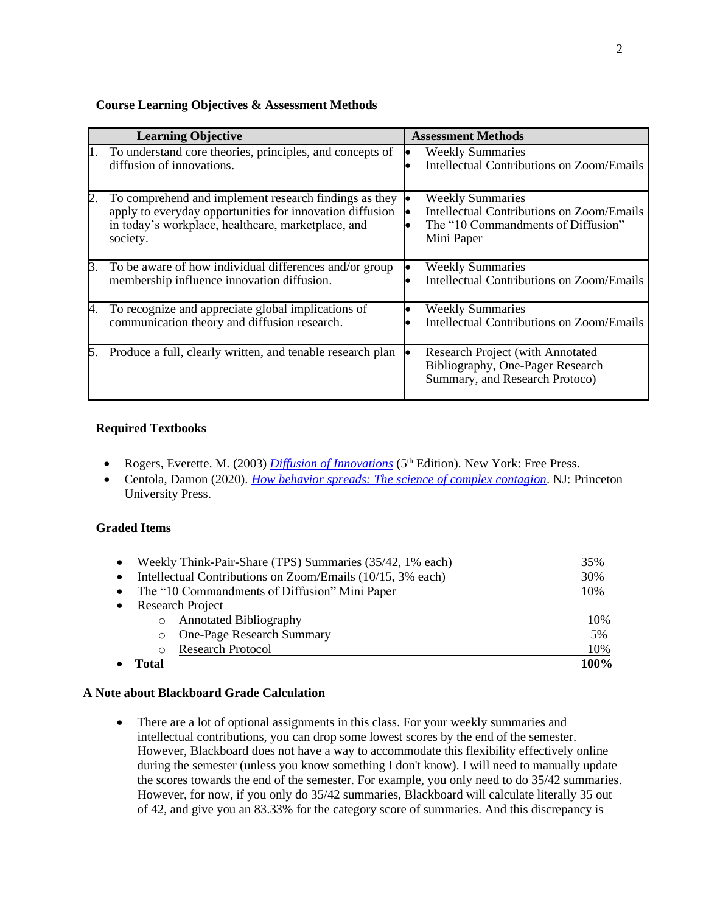**Course Learning Objectives & Assessment Methods**

| Learning Objective | Assessment Methods |
| --- | --- |
| 1. To understand core theories, principles, and concepts of diffusion of innovations. | • Weekly Summaries<br>• Intellectual Contributions on Zoom/Emails |
| 2. To comprehend and implement research findings as they apply to everyday opportunities for innovation diffusion in today's workplace, healthcare, marketplace, and society. | • Weekly Summaries<br>• Intellectual Contributions on Zoom/Emails<br>• The "10 Commandments of Diffusion" Mini Paper |
| 3. To be aware of how individual differences and/or group membership influence innovation diffusion. | • Weekly Summaries<br>• Intellectual Contributions on Zoom/Emails |
| 4. To recognize and appreciate global implications of communication theory and diffusion research. | • Weekly Summaries<br>• Intellectual Contributions on Zoom/Emails |
| 5. Produce a full, clearly written, and tenable research plan | • Research Project (with Annotated Bibliography, One-Pager Research Summary, and Research Protoco) |

**Required Textbooks**

- Rogers, Everette. M. (2003) *Diffusion of Innovations* (5th Edition). New York: Free Press.
- Centola, Damon (2020). *How behavior spreads: The science of complex contagion*. NJ: Princeton University Press.

**Graded Items**

| | |
| --- | --- |
| • Weekly Think-Pair-Share (TPS) Summaries (35/42, 1% each) | 35% |
| • Intellectual Contributions on Zoom/Emails (10/15, 3% each) | 30% |
| • The "10 Commandments of Diffusion" Mini Paper | 10% |
| • Research Project | |
| ○ Annotated Bibliography | 10% |
| ○ One-Page Research Summary | 5% |
| ○ Research Protocol | 10% |
| • **Total** | **100%** |

**A Note about Blackboard Grade Calculation**

- There are a lot of optional assignments in this class. For your weekly summaries and intellectual contributions, you can drop some lowest scores by the end of the semester. However, Blackboard does not have a way to accommodate this flexibility effectively online during the semester (unless you know something I don't know). I will need to manually update the scores towards the end of the semester. For example, you only need to do 35/42 summaries. However, for now, if you only do 35/42 summaries, Blackboard will calculate literally 35 out of 42, and give you an 83.33% for the category score of summaries. And this discrepancy is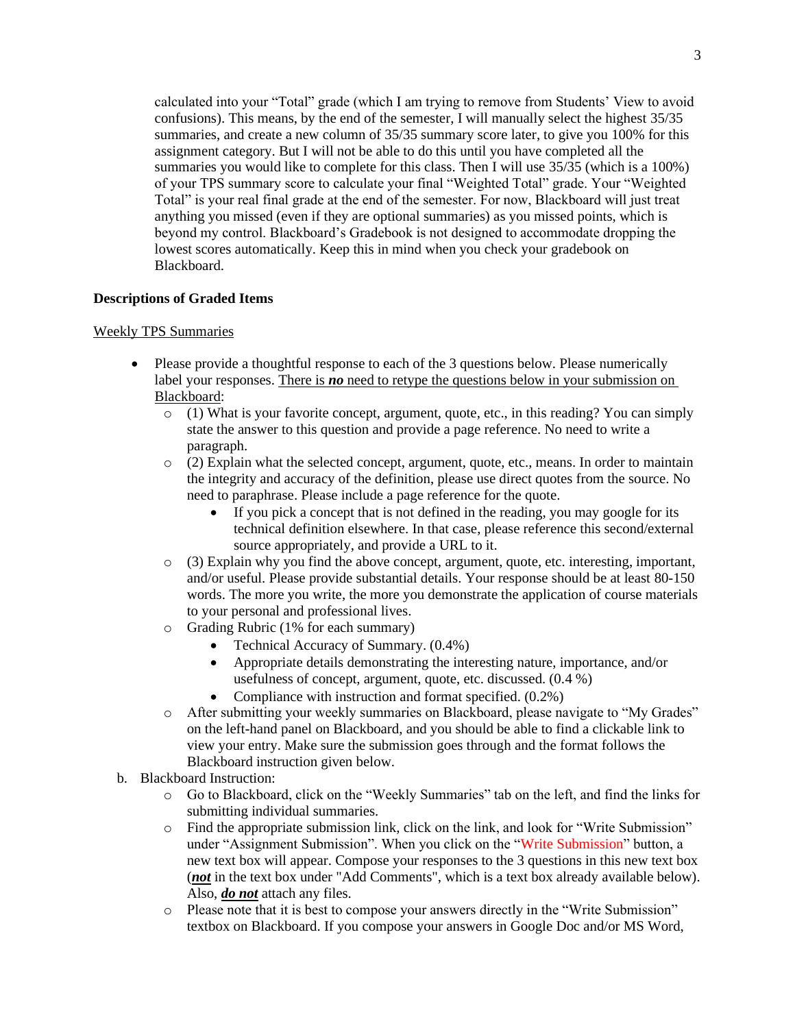calculated into your "Total" grade (which I am trying to remove from Students' View to avoid confusions). This means, by the end of the semester, I will manually select the highest 35/35 summaries, and create a new column of 35/35 summary score later, to give you 100% for this assignment category. But I will not be able to do this until you have completed all the summaries you would like to complete for this class. Then I will use 35/35 (which is a 100%) of your TPS summary score to calculate your final "Weighted Total" grade. Your "Weighted Total" is your real final grade at the end of the semester. For now, Blackboard will just treat anything you missed (even if they are optional summaries) as you missed points, which is beyond my control. Blackboard's Gradebook is not designed to accommodate dropping the lowest scores automatically. Keep this in mind when you check your gradebook on Blackboard.

**Descriptions of Graded Items**

<u>Weekly TPS Summaries</u>

- Please provide a thoughtful response to each of the 3 questions below. Please numerically label your responses. <u>There is ***no*** need to retype the questions below in your submission on Blackboard</u>:
  - (1) What is your favorite concept, argument, quote, etc., in this reading? You can simply state the answer to this question and provide a page reference. No need to write a paragraph.
  - (2) Explain what the selected concept, argument, quote, etc., means. In order to maintain the integrity and accuracy of the definition, please use direct quotes from the source. No need to paraphrase. Please include a page reference for the quote.
    - If you pick a concept that is not defined in the reading, you may google for its technical definition elsewhere. In that case, please reference this second/external source appropriately, and provide a URL to it.
  - (3) Explain why you find the above concept, argument, quote, etc. interesting, important, and/or useful. Please provide substantial details. Your response should be at least 80-150 words. The more you write, the more you demonstrate the application of course materials to your personal and professional lives.
  - Grading Rubric (1% for each summary)
    - Technical Accuracy of Summary. (0.4%)
    - Appropriate details demonstrating the interesting nature, importance, and/or usefulness of concept, argument, quote, etc. discussed. (0.4 %)
    - Compliance with instruction and format specified. (0.2%)
  - After submitting your weekly summaries on Blackboard, please navigate to "My Grades" on the left-hand panel on Blackboard, and you should be able to find a clickable link to view your entry. Make sure the submission goes through and the format follows the Blackboard instruction given below.

b. Blackboard Instruction:
  - Go to Blackboard, click on the "Weekly Summaries" tab on the left, and find the links for submitting individual summaries.
  - Find the appropriate submission link, click on the link, and look for "Write Submission" under "Assignment Submission". When you click on the "Write Submission" button, a new text box will appear. Compose your responses to the 3 questions in this new text box (***not*** in the text box under "Add Comments", which is a text box already available below). Also, ***do not*** attach any files.
  - Please note that it is best to compose your answers directly in the "Write Submission" textbox on Blackboard. If you compose your answers in Google Doc and/or MS Word,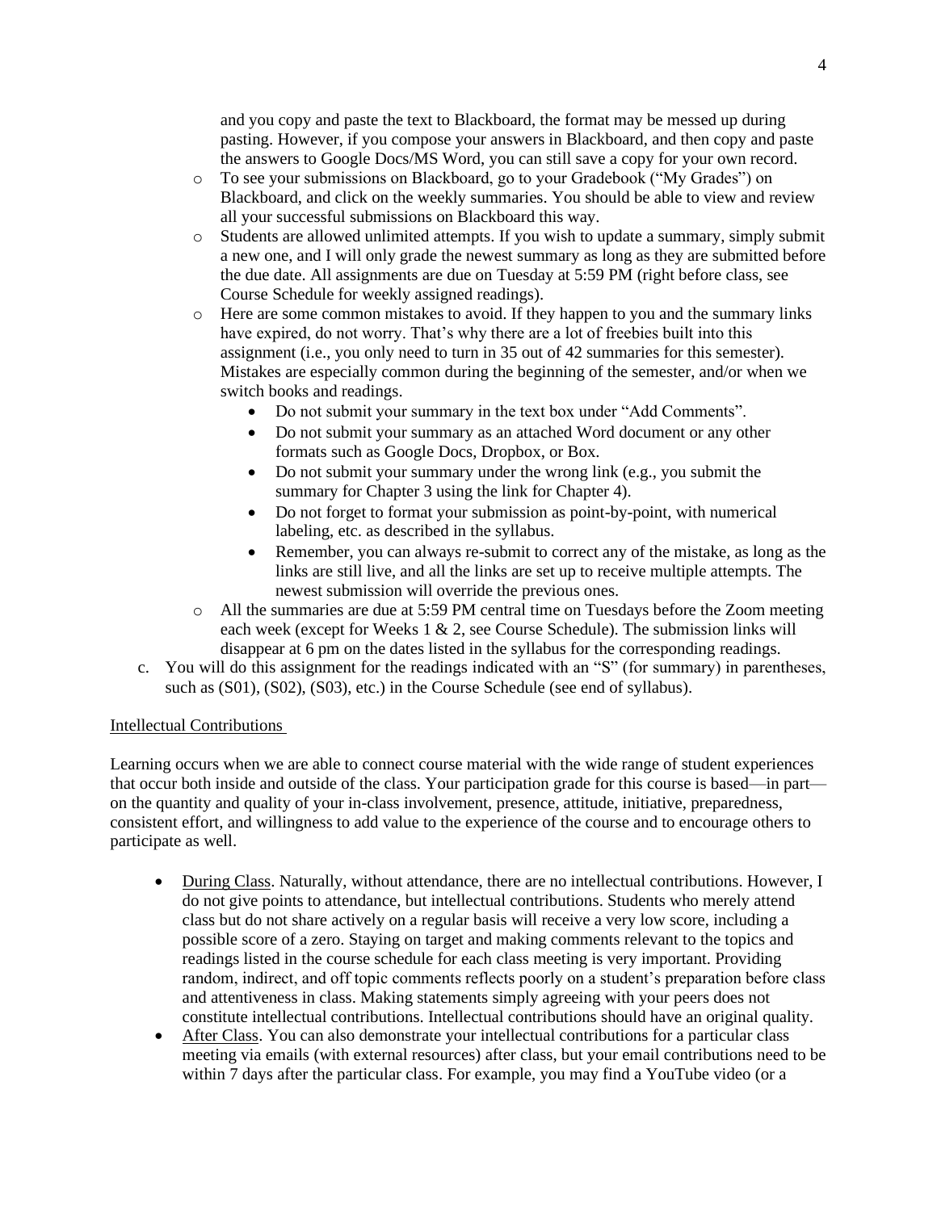and you copy and paste the text to Blackboard, the format may be messed up during pasting. However, if you compose your answers in Blackboard, and then copy and paste the answers to Google Docs/MS Word, you can still save a copy for your own record.

- To see your submissions on Blackboard, go to your Gradebook ("My Grades") on Blackboard, and click on the weekly summaries. You should be able to view and review all your successful submissions on Blackboard this way.
- Students are allowed unlimited attempts. If you wish to update a summary, simply submit a new one, and I will only grade the newest summary as long as they are submitted before the due date. All assignments are due on Tuesday at 5:59 PM (right before class, see Course Schedule for weekly assigned readings).
- Here are some common mistakes to avoid. If they happen to you and the summary links have expired, do not worry. That's why there are a lot of freebies built into this assignment (i.e., you only need to turn in 35 out of 42 summaries for this semester). Mistakes are especially common during the beginning of the semester, and/or when we switch books and readings.
  - Do not submit your summary in the text box under "Add Comments".
  - Do not submit your summary as an attached Word document or any other formats such as Google Docs, Dropbox, or Box.
  - Do not submit your summary under the wrong link (e.g., you submit the summary for Chapter 3 using the link for Chapter 4).
  - Do not forget to format your submission as point-by-point, with numerical labeling, etc. as described in the syllabus.
  - Remember, you can always re-submit to correct any of the mistake, as long as the links are still live, and all the links are set up to receive multiple attempts. The newest submission will override the previous ones.
- All the summaries are due at 5:59 PM central time on Tuesdays before the Zoom meeting each week (except for Weeks 1 & 2, see Course Schedule). The submission links will disappear at 6 pm on the dates listed in the syllabus for the corresponding readings.

c. You will do this assignment for the readings indicated with an "S" (for summary) in parentheses, such as (S01), (S02), (S03), etc.) in the Course Schedule (see end of syllabus).

## Intellectual Contributions

Learning occurs when we are able to connect course material with the wide range of student experiences that occur both inside and outside of the class. Your participation grade for this course is based—in part—on the quantity and quality of your in-class involvement, presence, attitude, initiative, preparedness, consistent effort, and willingness to add value to the experience of the course and to encourage others to participate as well.

- During Class. Naturally, without attendance, there are no intellectual contributions. However, I do not give points to attendance, but intellectual contributions. Students who merely attend class but do not share actively on a regular basis will receive a very low score, including a possible score of a zero. Staying on target and making comments relevant to the topics and readings listed in the course schedule for each class meeting is very important. Providing random, indirect, and off topic comments reflects poorly on a student's preparation before class and attentiveness in class. Making statements simply agreeing with your peers does not constitute intellectual contributions. Intellectual contributions should have an original quality.
- After Class. You can also demonstrate your intellectual contributions for a particular class meeting via emails (with external resources) after class, but your email contributions need to be within 7 days after the particular class. For example, you may find a YouTube video (or a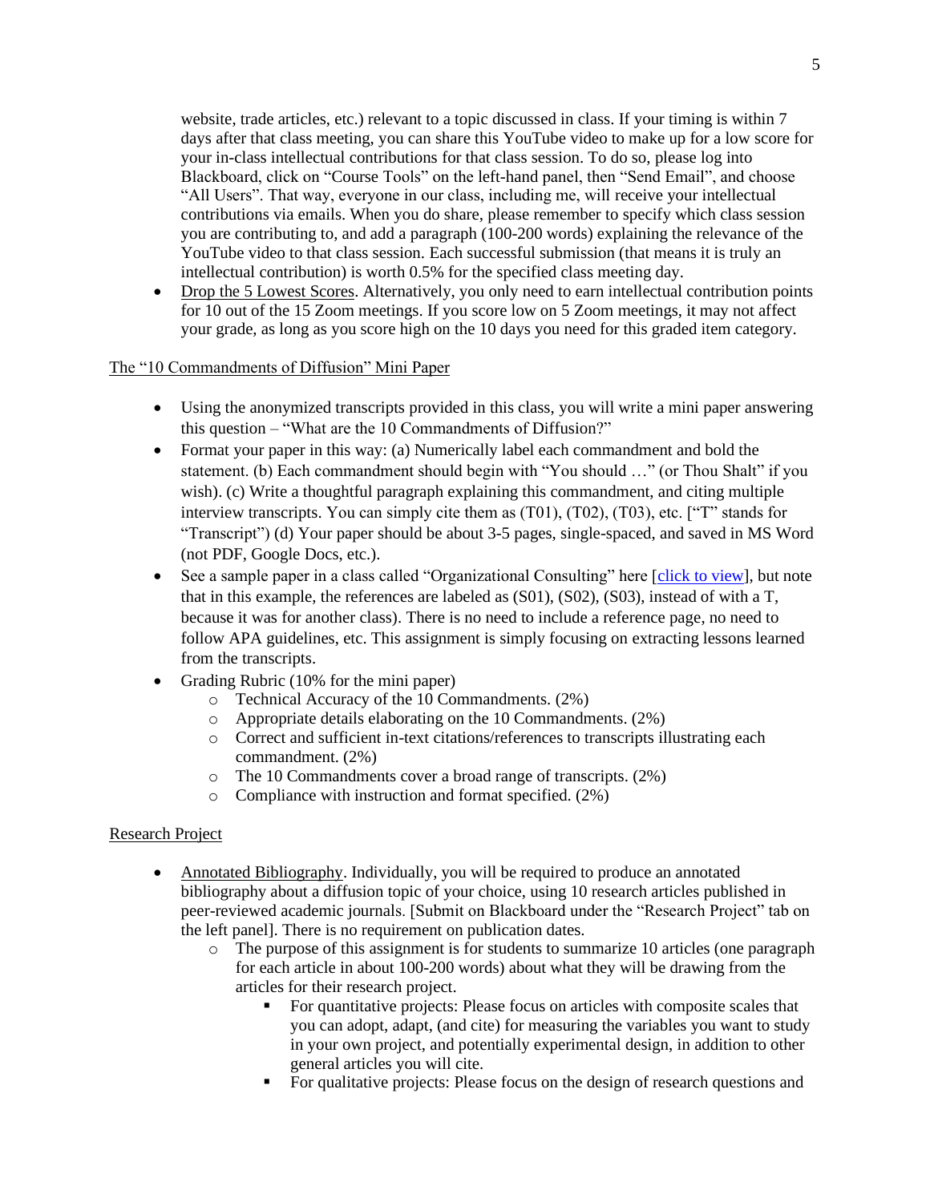website, trade articles, etc.) relevant to a topic discussed in class. If your timing is within 7 days after that class meeting, you can share this YouTube video to make up for a low score for your in-class intellectual contributions for that class session. To do so, please log into Blackboard, click on "Course Tools" on the left-hand panel, then "Send Email", and choose "All Users". That way, everyone in our class, including me, will receive your intellectual contributions via emails. When you do share, please remember to specify which class session you are contributing to, and add a paragraph (100-200 words) explaining the relevance of the YouTube video to that class session. Each successful submission (that means it is truly an intellectual contribution) is worth 0.5% for the specified class meeting day.

- Drop the 5 Lowest Scores. Alternatively, you only need to earn intellectual contribution points for 10 out of the 15 Zoom meetings. If you score low on 5 Zoom meetings, it may not affect your grade, as long as you score high on the 10 days you need for this graded item category.

The "10 Commandments of Diffusion" Mini Paper

- Using the anonymized transcripts provided in this class, you will write a mini paper answering this question – "What are the 10 Commandments of Diffusion?"
- Format your paper in this way: (a) Numerically label each commandment and bold the statement. (b) Each commandment should begin with "You should …" (or Thou Shalt" if you wish). (c) Write a thoughtful paragraph explaining this commandment, and citing multiple interview transcripts. You can simply cite them as (T01), (T02), (T03), etc. ["T" stands for "Transcript") (d) Your paper should be about 3-5 pages, single-spaced, and saved in MS Word (not PDF, Google Docs, etc.).
- See a sample paper in a class called "Organizational Consulting" here [click to view], but note that in this example, the references are labeled as (S01), (S02), (S03), instead of with a T, because it was for another class). There is no need to include a reference page, no need to follow APA guidelines, etc. This assignment is simply focusing on extracting lessons learned from the transcripts.
- Grading Rubric (10% for the mini paper)
  - Technical Accuracy of the 10 Commandments. (2%)
  - Appropriate details elaborating on the 10 Commandments. (2%)
  - Correct and sufficient in-text citations/references to transcripts illustrating each commandment. (2%)
  - The 10 Commandments cover a broad range of transcripts. (2%)
  - Compliance with instruction and format specified. (2%)

Research Project

- Annotated Bibliography. Individually, you will be required to produce an annotated bibliography about a diffusion topic of your choice, using 10 research articles published in peer-reviewed academic journals. [Submit on Blackboard under the "Research Project" tab on the left panel]. There is no requirement on publication dates.
  - The purpose of this assignment is for students to summarize 10 articles (one paragraph for each article in about 100-200 words) about what they will be drawing from the articles for their research project.
    - For quantitative projects: Please focus on articles with composite scales that you can adopt, adapt, (and cite) for measuring the variables you want to study in your own project, and potentially experimental design, in addition to other general articles you will cite.
    - For qualitative projects: Please focus on the design of research questions and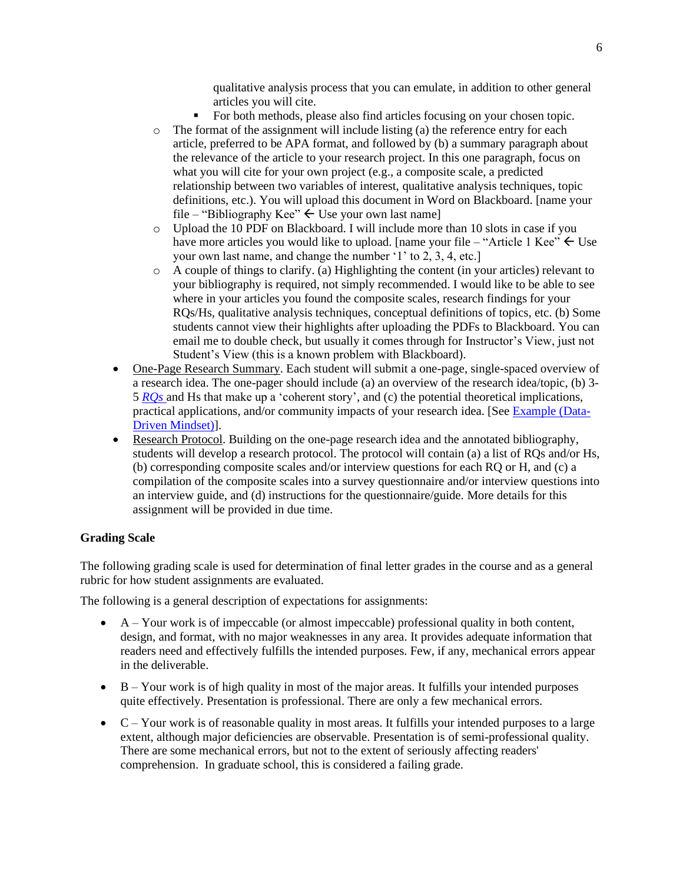qualitative analysis process that you can emulate, in addition to other general articles you will cite.

        - For both methods, please also find articles focusing on your chosen topic.

    - The format of the assignment will include listing (a) the reference entry for each article, preferred to be APA format, and followed by (b) a summary paragraph about the relevance of the article to your research project. In this one paragraph, focus on what you will cite for your own project (e.g., a composite scale, a predicted relationship between two variables of interest, qualitative analysis techniques, topic definitions, etc.). You will upload this document in Word on Blackboard. [name your file – "Bibliography Kee" ← Use your own last name]
    - Upload the 10 PDF on Blackboard. I will include more than 10 slots in case if you have more articles you would like to upload. [name your file – "Article 1 Kee" ← Use your own last name, and change the number '1' to 2, 3, 4, etc.]
    - A couple of things to clarify. (a) Highlighting the content (in your articles) relevant to your bibliography is required, not simply recommended. I would like to be able to see where in your articles you found the composite scales, research findings for your RQs/Hs, qualitative analysis techniques, conceptual definitions of topics, etc. (b) Some students cannot view their highlights after uploading the PDFs to Blackboard. You can email me to double check, but usually it comes through for Instructor's View, just not Student's View (this is a known problem with Blackboard).

- One-Page Research Summary. Each student will submit a one-page, single-spaced overview of a research idea. The one-pager should include (a) an overview of the research idea/topic, (b) 3-5 *RQs* and Hs that make up a 'coherent story', and (c) the potential theoretical implications, practical applications, and/or community impacts of your research idea. [See Example (Data-Driven Mindset)].
- Research Protocol. Building on the one-page research idea and the annotated bibliography, students will develop a research protocol. The protocol will contain (a) a list of RQs and/or Hs, (b) corresponding composite scales and/or interview questions for each RQ or H, and (c) a compilation of the composite scales into a survey questionnaire and/or interview questions into an interview guide, and (d) instructions for the questionnaire/guide. More details for this assignment will be provided in due time.

**Grading Scale**

The following grading scale is used for determination of final letter grades in the course and as a general rubric for how student assignments are evaluated.

The following is a general description of expectations for assignments:

- A – Your work is of impeccable (or almost impeccable) professional quality in both content, design, and format, with no major weaknesses in any area. It provides adequate information that readers need and effectively fulfills the intended purposes. Few, if any, mechanical errors appear in the deliverable.

- B – Your work is of high quality in most of the major areas. It fulfills your intended purposes quite effectively. Presentation is professional. There are only a few mechanical errors.

- C – Your work is of reasonable quality in most areas. It fulfills your intended purposes to a large extent, although major deficiencies are observable. Presentation is of semi-professional quality. There are some mechanical errors, but not to the extent of seriously affecting readers' comprehension. In graduate school, this is considered a failing grade.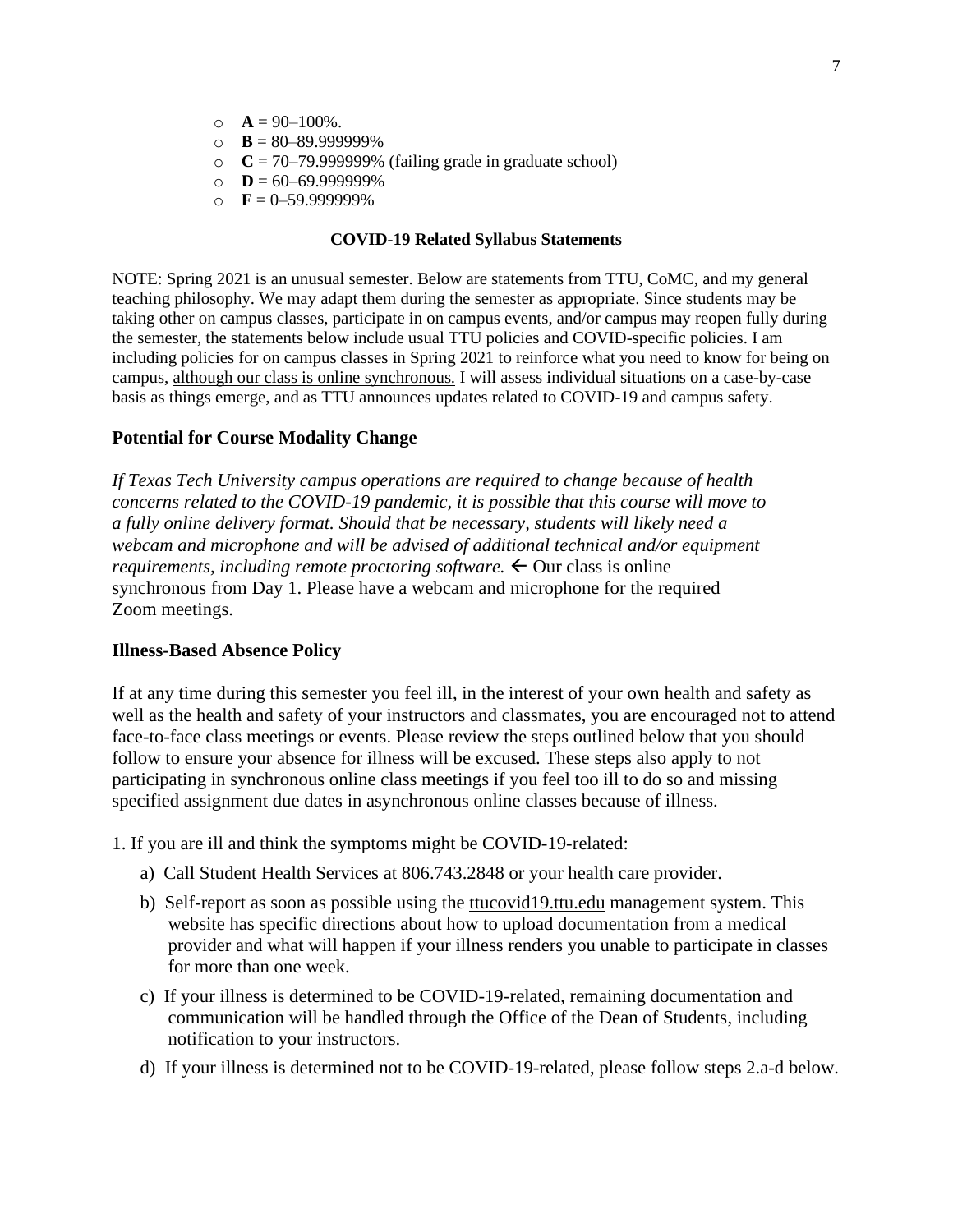- **A** = 90–100%.
- **B** = 80–89.999999%
- **C** = 70–79.999999% (failing grade in graduate school)
- **D** = 60–69.999999%
- **F** = 0–59.999999%

**COVID-19 Related Syllabus Statements**

NOTE: Spring 2021 is an unusual semester. Below are statements from TTU, CoMC, and my general teaching philosophy. We may adapt them during the semester as appropriate. Since students may be taking other on campus classes, participate in on campus events, and/or campus may reopen fully during the semester, the statements below include usual TTU policies and COVID-specific policies. I am including policies for on campus classes in Spring 2021 to reinforce what you need to know for being on campus, although our class is online synchronous. I will assess individual situations on a case-by-case basis as things emerge, and as TTU announces updates related to COVID-19 and campus safety.

### Potential for Course Modality Change

*If Texas Tech University campus operations are required to change because of health concerns related to the COVID-19 pandemic, it is possible that this course will move to a fully online delivery format. Should that be necessary, students will likely need a webcam and microphone and will be advised of additional technical and/or equipment requirements, including remote proctoring software.* ← Our class is online synchronous from Day 1. Please have a webcam and microphone for the required Zoom meetings.

### Illness-Based Absence Policy

If at any time during this semester you feel ill, in the interest of your own health and safety as well as the health and safety of your instructors and classmates, you are encouraged not to attend face-to-face class meetings or events. Please review the steps outlined below that you should follow to ensure your absence for illness will be excused. These steps also apply to not participating in synchronous online class meetings if you feel too ill to do so and missing specified assignment due dates in asynchronous online classes because of illness.

1. If you are ill and think the symptoms might be COVID-19-related:
   a) Call Student Health Services at 806.743.2848 or your health care provider.
   b) Self-report as soon as possible using the ttucovid19.ttu.edu management system. This website has specific directions about how to upload documentation from a medical provider and what will happen if your illness renders you unable to participate in classes for more than one week.
   c) If your illness is determined to be COVID-19-related, remaining documentation and communication will be handled through the Office of the Dean of Students, including notification to your instructors.
   d) If your illness is determined not to be COVID-19-related, please follow steps 2.a-d below.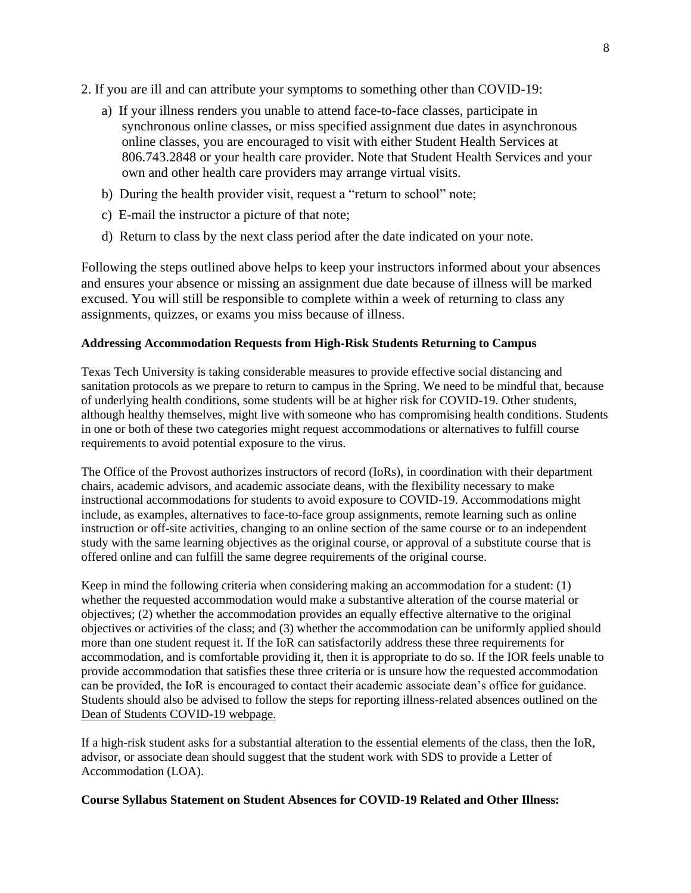2. If you are ill and can attribute your symptoms to something other than COVID-19:

   a) If your illness renders you unable to attend face-to-face classes, participate in synchronous online classes, or miss specified assignment due dates in asynchronous online classes, you are encouraged to visit with either Student Health Services at 806.743.2848 or your health care provider. Note that Student Health Services and your own and other health care providers may arrange virtual visits.

   b) During the health provider visit, request a "return to school" note;

   c) E-mail the instructor a picture of that note;

   d) Return to class by the next class period after the date indicated on your note.

Following the steps outlined above helps to keep your instructors informed about your absences and ensures your absence or missing an assignment due date because of illness will be marked excused. You will still be responsible to complete within a week of returning to class any assignments, quizzes, or exams you miss because of illness.

**Addressing Accommodation Requests from High-Risk Students Returning to Campus**

Texas Tech University is taking considerable measures to provide effective social distancing and sanitation protocols as we prepare to return to campus in the Spring. We need to be mindful that, because of underlying health conditions, some students will be at higher risk for COVID-19. Other students, although healthy themselves, might live with someone who has compromising health conditions. Students in one or both of these two categories might request accommodations or alternatives to fulfill course requirements to avoid potential exposure to the virus.

The Office of the Provost authorizes instructors of record (IoRs), in coordination with their department chairs, academic advisors, and academic associate deans, with the flexibility necessary to make instructional accommodations for students to avoid exposure to COVID-19. Accommodations might include, as examples, alternatives to face-to-face group assignments, remote learning such as online instruction or off-site activities, changing to an online section of the same course or to an independent study with the same learning objectives as the original course, or approval of a substitute course that is offered online and can fulfill the same degree requirements of the original course.

Keep in mind the following criteria when considering making an accommodation for a student: (1) whether the requested accommodation would make a substantive alteration of the course material or objectives; (2) whether the accommodation provides an equally effective alternative to the original objectives or activities of the class; and (3) whether the accommodation can be uniformly applied should more than one student request it. If the IoR can satisfactorily address these three requirements for accommodation, and is comfortable providing it, then it is appropriate to do so. If the IOR feels unable to provide accommodation that satisfies these three criteria or is unsure how the requested accommodation can be provided, the IoR is encouraged to contact their academic associate dean's office for guidance. Students should also be advised to follow the steps for reporting illness-related absences outlined on the Dean of Students COVID-19 webpage.

If a high-risk student asks for a substantial alteration to the essential elements of the class, then the IoR, advisor, or associate dean should suggest that the student work with SDS to provide a Letter of Accommodation (LOA).

**Course Syllabus Statement on Student Absences for COVID-19 Related and Other Illness:**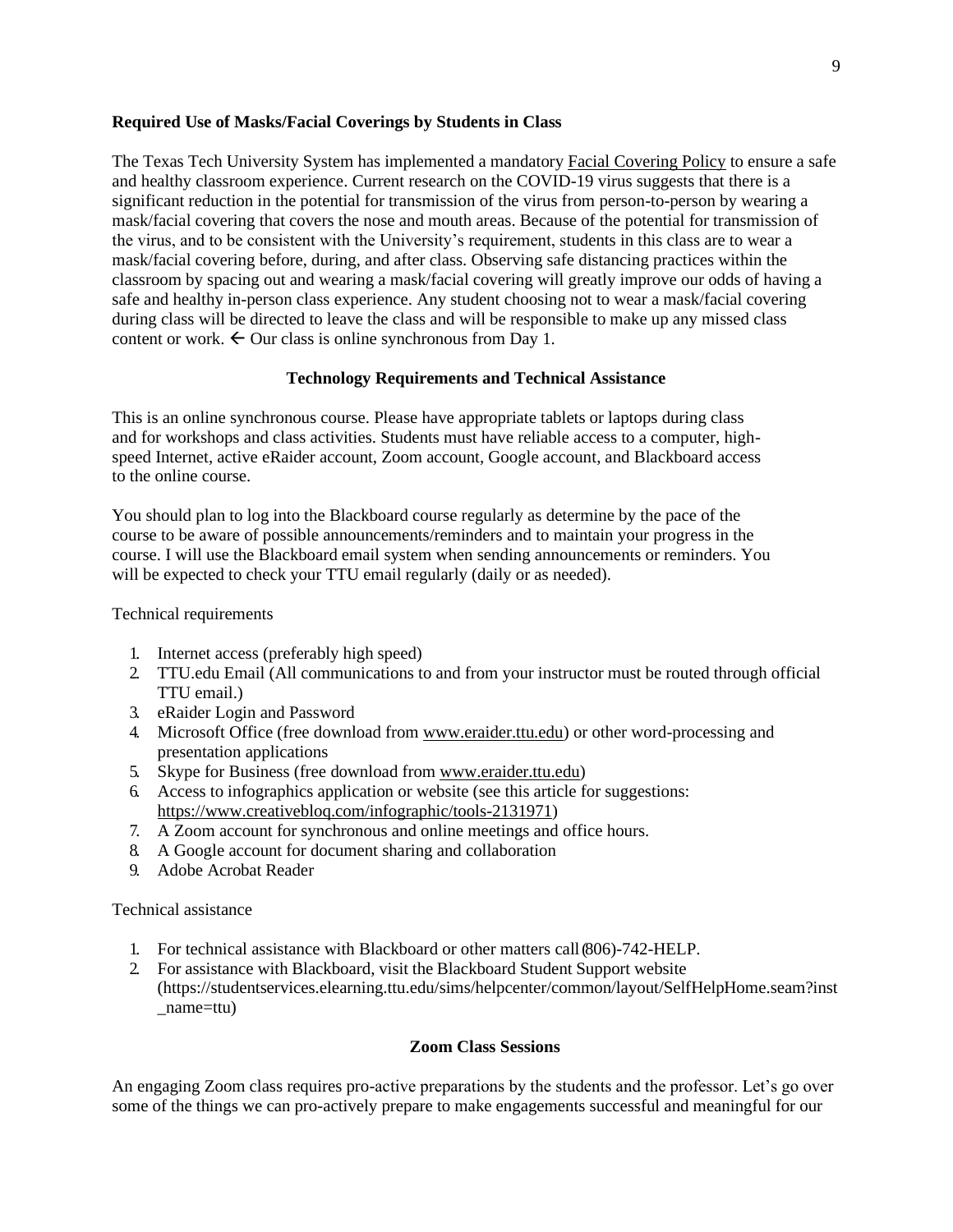**Required Use of Masks/Facial Coverings by Students in Class**

The Texas Tech University System has implemented a mandatory Facial Covering Policy to ensure a safe and healthy classroom experience. Current research on the COVID-19 virus suggests that there is a significant reduction in the potential for transmission of the virus from person-to-person by wearing a mask/facial covering that covers the nose and mouth areas. Because of the potential for transmission of the virus, and to be consistent with the University's requirement, students in this class are to wear a mask/facial covering before, during, and after class. Observing safe distancing practices within the classroom by spacing out and wearing a mask/facial covering will greatly improve our odds of having a safe and healthy in-person class experience. Any student choosing not to wear a mask/facial covering during class will be directed to leave the class and will be responsible to make up any missed class content or work. ← Our class is online synchronous from Day 1.

## Technology Requirements and Technical Assistance

This is an online synchronous course. Please have appropriate tablets or laptops during class and for workshops and class activities. Students must have reliable access to a computer, high-speed Internet, active eRaider account, Zoom account, Google account, and Blackboard access to the online course.

You should plan to log into the Blackboard course regularly as determine by the pace of the course to be aware of possible announcements/reminders and to maintain your progress in the course. I will use the Blackboard email system when sending announcements or reminders. You will be expected to check your TTU email regularly (daily or as needed).

Technical requirements

1. Internet access (preferably high speed)
2. TTU.edu Email (All communications to and from your instructor must be routed through official TTU email.)
3. eRaider Login and Password
4. Microsoft Office (free download from www.eraider.ttu.edu) or other word-processing and presentation applications
5. Skype for Business (free download from www.eraider.ttu.edu)
6. Access to infographics application or website (see this article for suggestions: https://www.creativebloq.com/infographic/tools-2131971)
7. A Zoom account for synchronous and online meetings and office hours.
8. A Google account for document sharing and collaboration
9. Adobe Acrobat Reader

Technical assistance

1. For technical assistance with Blackboard or other matters call (806)-742-HELP.
2. For assistance with Blackboard, visit the Blackboard Student Support website (https://studentservices.elearning.ttu.edu/sims/helpcenter/common/layout/SelfHelpHome.seam?inst_name=ttu)

## Zoom Class Sessions

An engaging Zoom class requires pro-active preparations by the students and the professor. Let's go over some of the things we can pro-actively prepare to make engagements successful and meaningful for our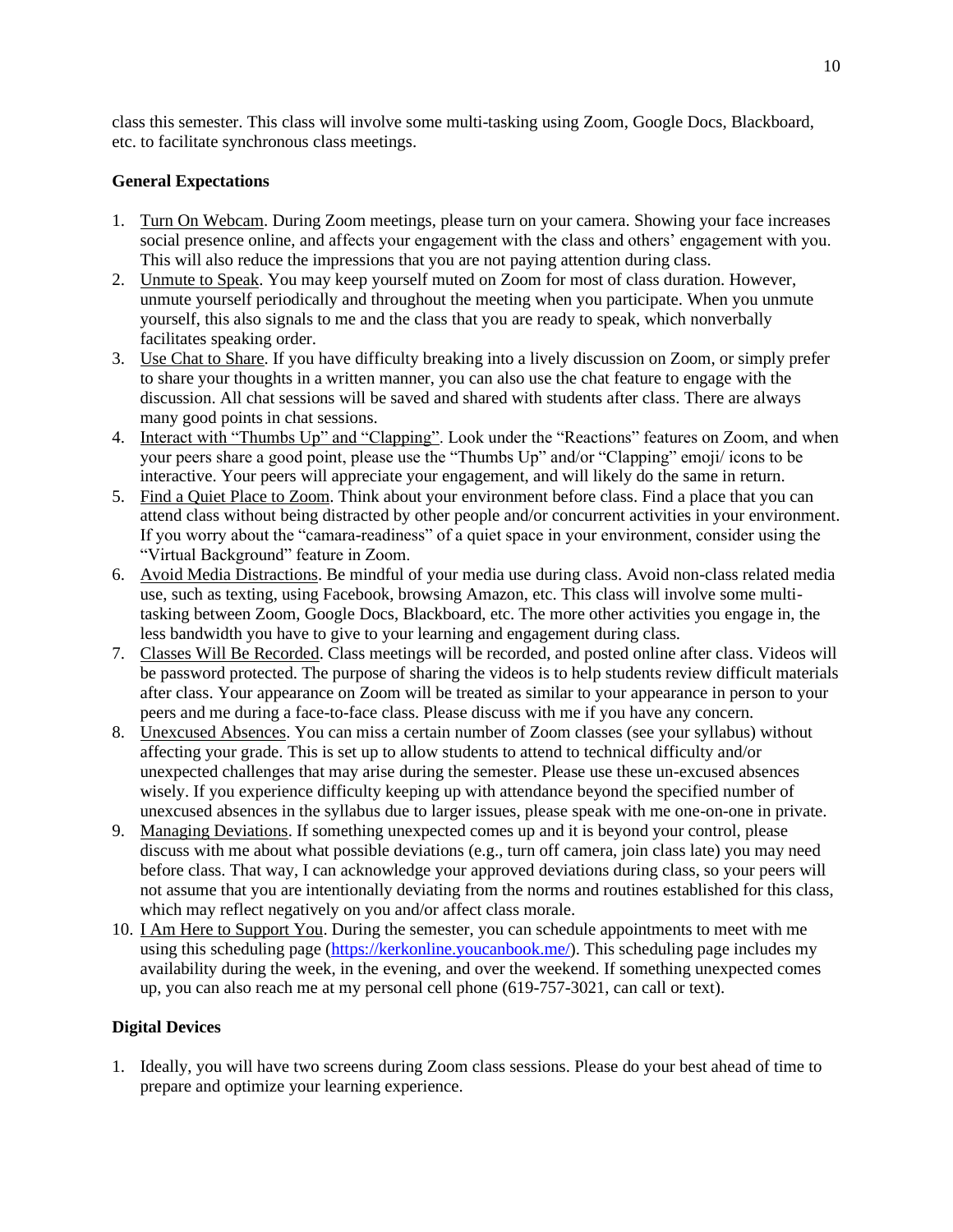class this semester. This class will involve some multi-tasking using Zoom, Google Docs, Blackboard, etc. to facilitate synchronous class meetings.

**General Expectations**

1. Turn On Webcam. During Zoom meetings, please turn on your camera. Showing your face increases social presence online, and affects your engagement with the class and others' engagement with you. This will also reduce the impressions that you are not paying attention during class.
2. Unmute to Speak. You may keep yourself muted on Zoom for most of class duration. However, unmute yourself periodically and throughout the meeting when you participate. When you unmute yourself, this also signals to me and the class that you are ready to speak, which nonverbally facilitates speaking order.
3. Use Chat to Share. If you have difficulty breaking into a lively discussion on Zoom, or simply prefer to share your thoughts in a written manner, you can also use the chat feature to engage with the discussion. All chat sessions will be saved and shared with students after class. There are always many good points in chat sessions.
4. Interact with "Thumbs Up" and "Clapping". Look under the "Reactions" features on Zoom, and when your peers share a good point, please use the "Thumbs Up" and/or "Clapping" emoji/ icons to be interactive. Your peers will appreciate your engagement, and will likely do the same in return.
5. Find a Quiet Place to Zoom. Think about your environment before class. Find a place that you can attend class without being distracted by other people and/or concurrent activities in your environment. If you worry about the "camara-readiness" of a quiet space in your environment, consider using the "Virtual Background" feature in Zoom.
6. Avoid Media Distractions. Be mindful of your media use during class. Avoid non-class related media use, such as texting, using Facebook, browsing Amazon, etc. This class will involve some multi-tasking between Zoom, Google Docs, Blackboard, etc. The more other activities you engage in, the less bandwidth you have to give to your learning and engagement during class.
7. Classes Will Be Recorded. Class meetings will be recorded, and posted online after class. Videos will be password protected. The purpose of sharing the videos is to help students review difficult materials after class. Your appearance on Zoom will be treated as similar to your appearance in person to your peers and me during a face-to-face class. Please discuss with me if you have any concern.
8. Unexcused Absences. You can miss a certain number of Zoom classes (see your syllabus) without affecting your grade. This is set up to allow students to attend to technical difficulty and/or unexpected challenges that may arise during the semester. Please use these un-excused absences wisely. If you experience difficulty keeping up with attendance beyond the specified number of unexcused absences in the syllabus due to larger issues, please speak with me one-on-one in private.
9. Managing Deviations. If something unexpected comes up and it is beyond your control, please discuss with me about what possible deviations (e.g., turn off camera, join class late) you may need before class. That way, I can acknowledge your approved deviations during class, so your peers will not assume that you are intentionally deviating from the norms and routines established for this class, which may reflect negatively on you and/or affect class morale.
10. I Am Here to Support You. During the semester, you can schedule appointments to meet with me using this scheduling page (https://kerkonline.youcanbook.me/). This scheduling page includes my availability during the week, in the evening, and over the weekend. If something unexpected comes up, you can also reach me at my personal cell phone (619-757-3021, can call or text).

**Digital Devices**

1. Ideally, you will have two screens during Zoom class sessions. Please do your best ahead of time to prepare and optimize your learning experience.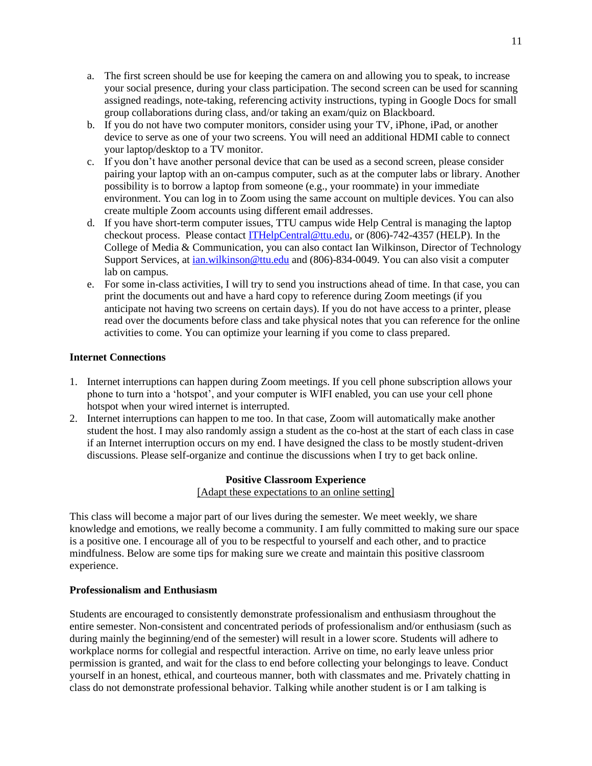a. The first screen should be use for keeping the camera on and allowing you to speak, to increase your social presence, during your class participation. The second screen can be used for scanning assigned readings, note-taking, referencing activity instructions, typing in Google Docs for small group collaborations during class, and/or taking an exam/quiz on Blackboard.
b. If you do not have two computer monitors, consider using your TV, iPhone, iPad, or another device to serve as one of your two screens. You will need an additional HDMI cable to connect your laptop/desktop to a TV monitor.
c. If you don't have another personal device that can be used as a second screen, please consider pairing your laptop with an on-campus computer, such as at the computer labs or library. Another possibility is to borrow a laptop from someone (e.g., your roommate) in your immediate environment. You can log in to Zoom using the same account on multiple devices. You can also create multiple Zoom accounts using different email addresses.
d. If you have short-term computer issues, TTU campus wide Help Central is managing the laptop checkout process. Please contact ITHelpCentral@ttu.edu, or (806)-742-4357 (HELP). In the College of Media & Communication, you can also contact Ian Wilkinson, Director of Technology Support Services, at ian.wilkinson@ttu.edu and (806)-834-0049. You can also visit a computer lab on campus.
e. For some in-class activities, I will try to send you instructions ahead of time. In that case, you can print the documents out and have a hard copy to reference during Zoom meetings (if you anticipate not having two screens on certain days). If you do not have access to a printer, please read over the documents before class and take physical notes that you can reference for the online activities to come. You can optimize your learning if you come to class prepared.

**Internet Connections**

1. Internet interruptions can happen during Zoom meetings. If you cell phone subscription allows your phone to turn into a 'hotspot', and your computer is WIFI enabled, you can use your cell phone hotspot when your wired internet is interrupted.
2. Internet interruptions can happen to me too. In that case, Zoom will automatically make another student the host. I may also randomly assign a student as the co-host at the start of each class in case if an Internet interruption occurs on my end. I have designed the class to be mostly student-driven discussions. Please self-organize and continue the discussions when I try to get back online.

## Positive Classroom Experience

[Adapt these expectations to an online setting]

This class will become a major part of our lives during the semester. We meet weekly, we share knowledge and emotions, we really become a community. I am fully committed to making sure our space is a positive one. I encourage all of you to be respectful to yourself and each other, and to practice mindfulness. Below are some tips for making sure we create and maintain this positive classroom experience.

**Professionalism and Enthusiasm**

Students are encouraged to consistently demonstrate professionalism and enthusiasm throughout the entire semester. Non-consistent and concentrated periods of professionalism and/or enthusiasm (such as during mainly the beginning/end of the semester) will result in a lower score. Students will adhere to workplace norms for collegial and respectful interaction. Arrive on time, no early leave unless prior permission is granted, and wait for the class to end before collecting your belongings to leave. Conduct yourself in an honest, ethical, and courteous manner, both with classmates and me. Privately chatting in class do not demonstrate professional behavior. Talking while another student is or I am talking is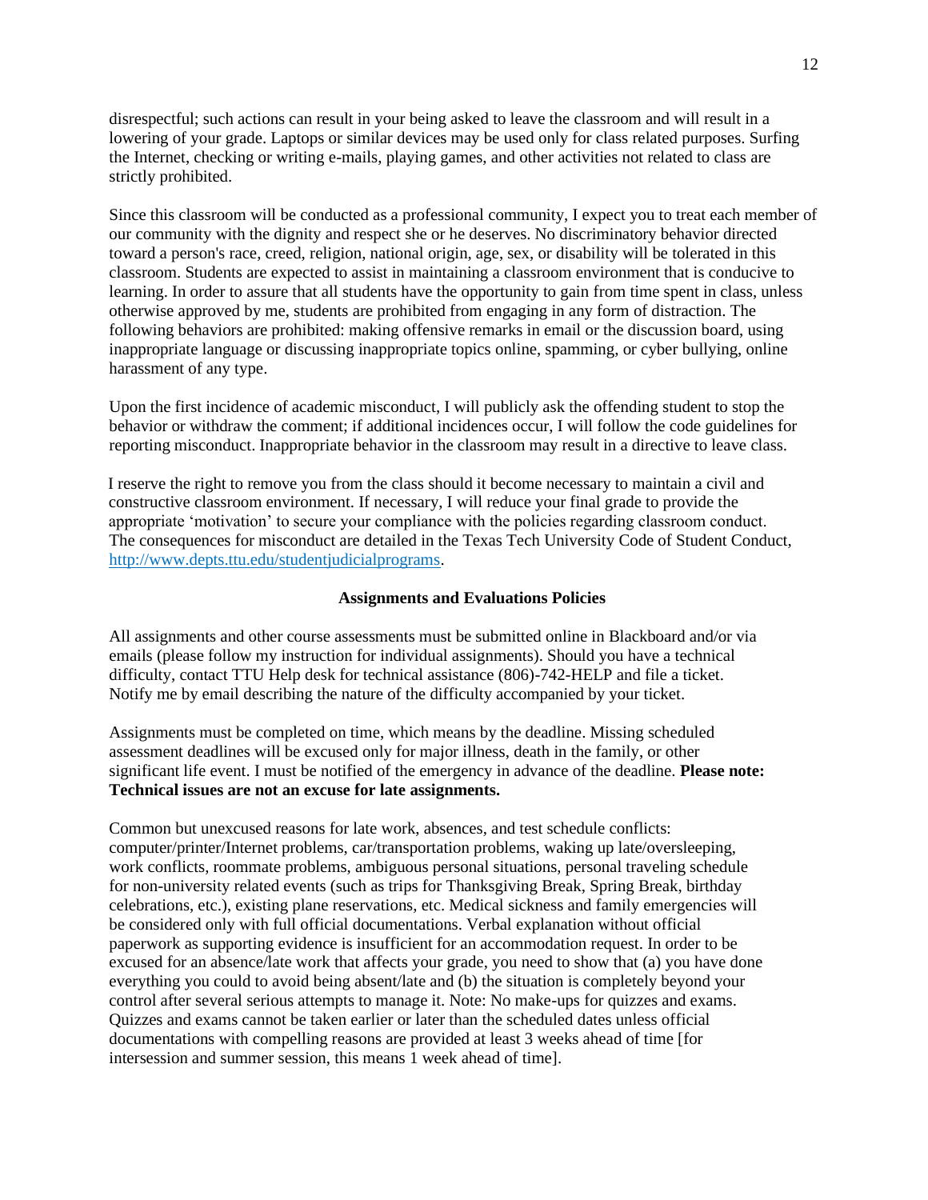disrespectful; such actions can result in your being asked to leave the classroom and will result in a lowering of your grade. Laptops or similar devices may be used only for class related purposes. Surfing the Internet, checking or writing e-mails, playing games, and other activities not related to class are strictly prohibited.

Since this classroom will be conducted as a professional community, I expect you to treat each member of our community with the dignity and respect she or he deserves. No discriminatory behavior directed toward a person's race, creed, religion, national origin, age, sex, or disability will be tolerated in this classroom. Students are expected to assist in maintaining a classroom environment that is conducive to learning. In order to assure that all students have the opportunity to gain from time spent in class, unless otherwise approved by me, students are prohibited from engaging in any form of distraction. The following behaviors are prohibited: making offensive remarks in email or the discussion board, using inappropriate language or discussing inappropriate topics online, spamming, or cyber bullying, online harassment of any type.

Upon the first incidence of academic misconduct, I will publicly ask the offending student to stop the behavior or withdraw the comment; if additional incidences occur, I will follow the code guidelines for reporting misconduct. Inappropriate behavior in the classroom may result in a directive to leave class.

I reserve the right to remove you from the class should it become necessary to maintain a civil and constructive classroom environment. If necessary, I will reduce your final grade to provide the appropriate 'motivation' to secure your compliance with the policies regarding classroom conduct. The consequences for misconduct are detailed in the Texas Tech University Code of Student Conduct, [http://www.depts.ttu.edu/studentjudicialprograms](http://www.depts.ttu.edu/studentjudicialprograms).

## Assignments and Evaluations Policies

All assignments and other course assessments must be submitted online in Blackboard and/or via emails (please follow my instruction for individual assignments). Should you have a technical difficulty, contact TTU Help desk for technical assistance (806)-742-HELP and file a ticket. Notify me by email describing the nature of the difficulty accompanied by your ticket.

Assignments must be completed on time, which means by the deadline. Missing scheduled assessment deadlines will be excused only for major illness, death in the family, or other significant life event. I must be notified of the emergency in advance of the deadline. **Please note: Technical issues are not an excuse for late assignments.**

Common but unexcused reasons for late work, absences, and test schedule conflicts: computer/printer/Internet problems, car/transportation problems, waking up late/oversleeping, work conflicts, roommate problems, ambiguous personal situations, personal traveling schedule for non-university related events (such as trips for Thanksgiving Break, Spring Break, birthday celebrations, etc.), existing plane reservations, etc. Medical sickness and family emergencies will be considered only with full official documentations. Verbal explanation without official paperwork as supporting evidence is insufficient for an accommodation request. In order to be excused for an absence/late work that affects your grade, you need to show that (a) you have done everything you could to avoid being absent/late and (b) the situation is completely beyond your control after several serious attempts to manage it. Note: No make-ups for quizzes and exams. Quizzes and exams cannot be taken earlier or later than the scheduled dates unless official documentations with compelling reasons are provided at least 3 weeks ahead of time [for intersession and summer session, this means 1 week ahead of time].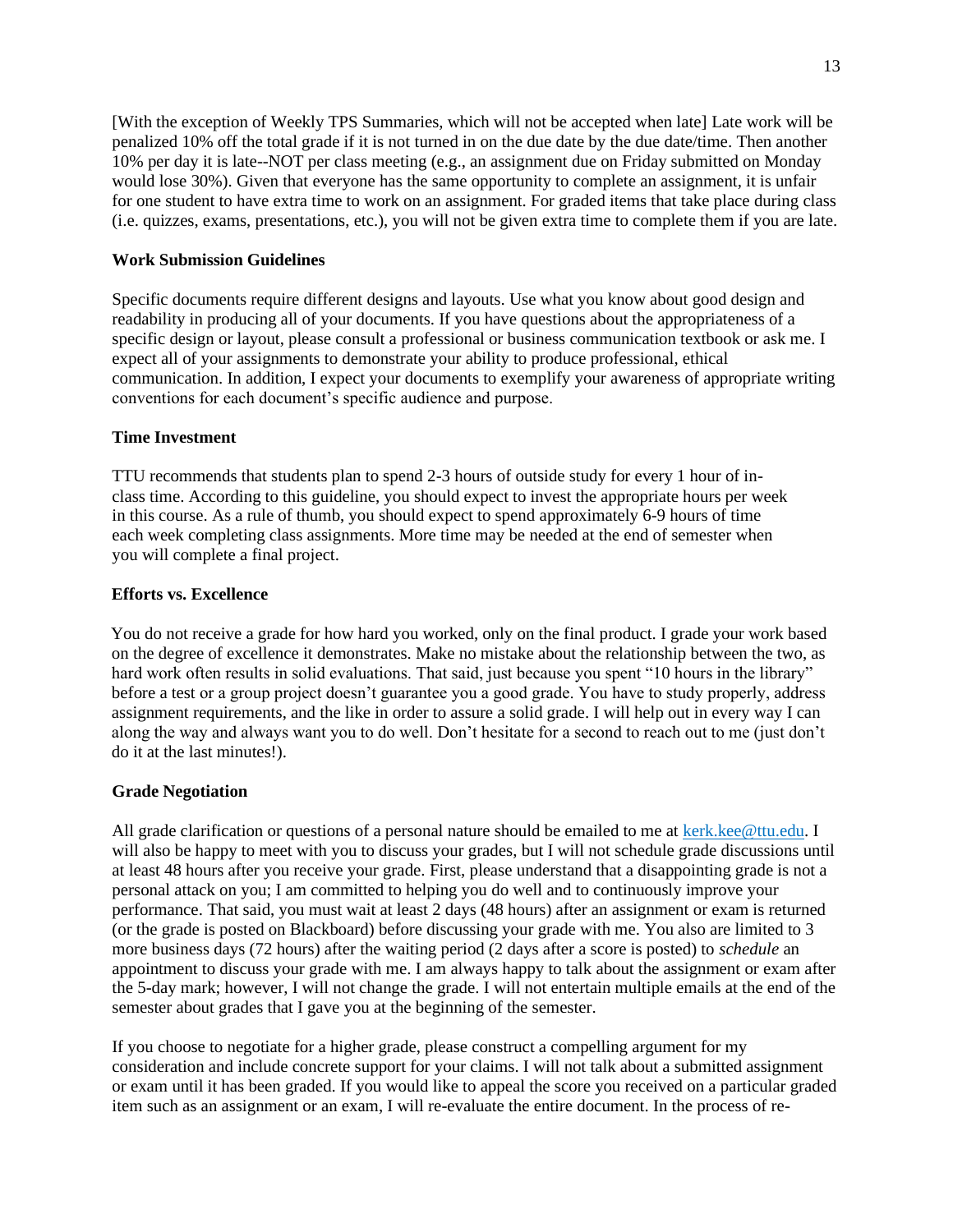[With the exception of Weekly TPS Summaries, which will not be accepted when late] Late work will be penalized 10% off the total grade if it is not turned in on the due date by the due date/time. Then another 10% per day it is late--NOT per class meeting (e.g., an assignment due on Friday submitted on Monday would lose 30%). Given that everyone has the same opportunity to complete an assignment, it is unfair for one student to have extra time to work on an assignment. For graded items that take place during class (i.e. quizzes, exams, presentations, etc.), you will not be given extra time to complete them if you are late.

**Work Submission Guidelines**

Specific documents require different designs and layouts. Use what you know about good design and readability in producing all of your documents. If you have questions about the appropriateness of a specific design or layout, please consult a professional or business communication textbook or ask me. I expect all of your assignments to demonstrate your ability to produce professional, ethical communication. In addition, I expect your documents to exemplify your awareness of appropriate writing conventions for each document's specific audience and purpose.

**Time Investment**

TTU recommends that students plan to spend 2-3 hours of outside study for every 1 hour of in-class time. According to this guideline, you should expect to invest the appropriate hours per week in this course. As a rule of thumb, you should expect to spend approximately 6-9 hours of time each week completing class assignments. More time may be needed at the end of semester when you will complete a final project.

**Efforts vs. Excellence**

You do not receive a grade for how hard you worked, only on the final product. I grade your work based on the degree of excellence it demonstrates. Make no mistake about the relationship between the two, as hard work often results in solid evaluations. That said, just because you spent "10 hours in the library" before a test or a group project doesn't guarantee you a good grade. You have to study properly, address assignment requirements, and the like in order to assure a solid grade. I will help out in every way I can along the way and always want you to do well. Don't hesitate for a second to reach out to me (just don't do it at the last minutes!).

**Grade Negotiation**

All grade clarification or questions of a personal nature should be emailed to me at kerk.kee@ttu.edu. I will also be happy to meet with you to discuss your grades, but I will not schedule grade discussions until at least 48 hours after you receive your grade. First, please understand that a disappointing grade is not a personal attack on you; I am committed to helping you do well and to continuously improve your performance. That said, you must wait at least 2 days (48 hours) after an assignment or exam is returned (or the grade is posted on Blackboard) before discussing your grade with me. You also are limited to 3 more business days (72 hours) after the waiting period (2 days after a score is posted) to *schedule* an appointment to discuss your grade with me. I am always happy to talk about the assignment or exam after the 5-day mark; however, I will not change the grade. I will not entertain multiple emails at the end of the semester about grades that I gave you at the beginning of the semester.

If you choose to negotiate for a higher grade, please construct a compelling argument for my consideration and include concrete support for your claims. I will not talk about a submitted assignment or exam until it has been graded. If you would like to appeal the score you received on a particular graded item such as an assignment or an exam, I will re-evaluate the entire document. In the process of re-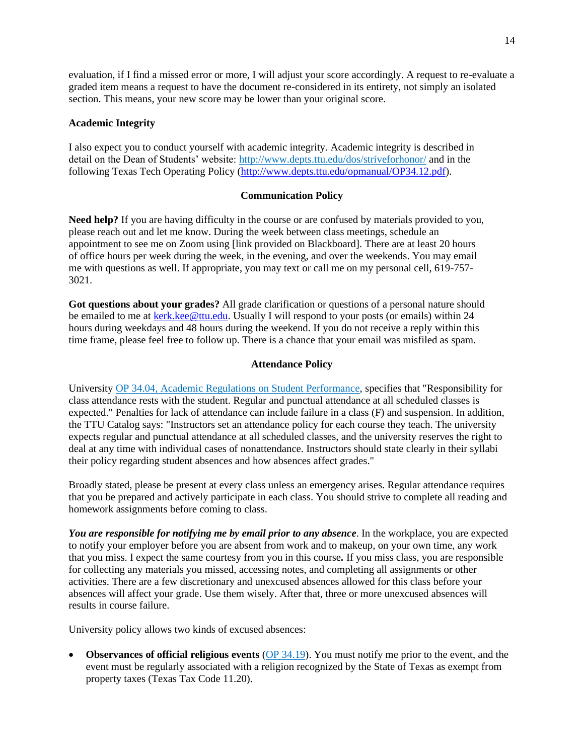evaluation, if I find a missed error or more, I will adjust your score accordingly. A request to re-evaluate a graded item means a request to have the document re-considered in its entirety, not simply an isolated section. This means, your new score may be lower than your original score.

**Academic Integrity**

I also expect you to conduct yourself with academic integrity. Academic integrity is described in detail on the Dean of Students' website: [http://www.depts.ttu.edu/dos/striveforhonor/](http://www.depts.ttu.edu/dos/striveforhonor/) and in the following Texas Tech Operating Policy ([http://www.depts.ttu.edu/opmanual/OP34.12.pdf](http://www.depts.ttu.edu/opmanual/OP34.12.pdf)).

## Communication Policy

**Need help?** If you are having difficulty in the course or are confused by materials provided to you, please reach out and let me know. During the week between class meetings, schedule an appointment to see me on Zoom using [link provided on Blackboard]. There are at least 20 hours of office hours per week during the week, in the evening, and over the weekends. You may email me with questions as well. If appropriate, you may text or call me on my personal cell, 619-757-3021.

**Got questions about your grades?** All grade clarification or questions of a personal nature should be emailed to me at [kerk.kee@ttu.edu](mailto:kerk.kee@ttu.edu). Usually I will respond to your posts (or emails) within 24 hours during weekdays and 48 hours during the weekend. If you do not receive a reply within this time frame, please feel free to follow up. There is a chance that your email was misfiled as spam.

## Attendance Policy

University OP 34.04, Academic Regulations on Student Performance, specifies that "Responsibility for class attendance rests with the student. Regular and punctual attendance at all scheduled classes is expected." Penalties for lack of attendance can include failure in a class (F) and suspension. In addition, the TTU Catalog says: "Instructors set an attendance policy for each course they teach. The university expects regular and punctual attendance at all scheduled classes, and the university reserves the right to deal at any time with individual cases of nonattendance. Instructors should state clearly in their syllabi their policy regarding student absences and how absences affect grades."

Broadly stated, please be present at every class unless an emergency arises. Regular attendance requires that you be prepared and actively participate in each class. You should strive to complete all reading and homework assignments before coming to class.

***You are responsible for notifying me by email prior to any absence***. In the workplace, you are expected to notify your employer before you are absent from work and to makeup, on your own time, any work that you miss. I expect the same courtesy from you in this course**.** If you miss class, you are responsible for collecting any materials you missed, accessing notes, and completing all assignments or other activities. There are a few discretionary and unexcused absences allowed for this class before your absences will affect your grade. Use them wisely. After that, three or more unexcused absences will results in course failure.

University policy allows two kinds of excused absences:

- **Observances of official religious events** (OP 34.19). You must notify me prior to the event, and the event must be regularly associated with a religion recognized by the State of Texas as exempt from property taxes (Texas Tax Code 11.20).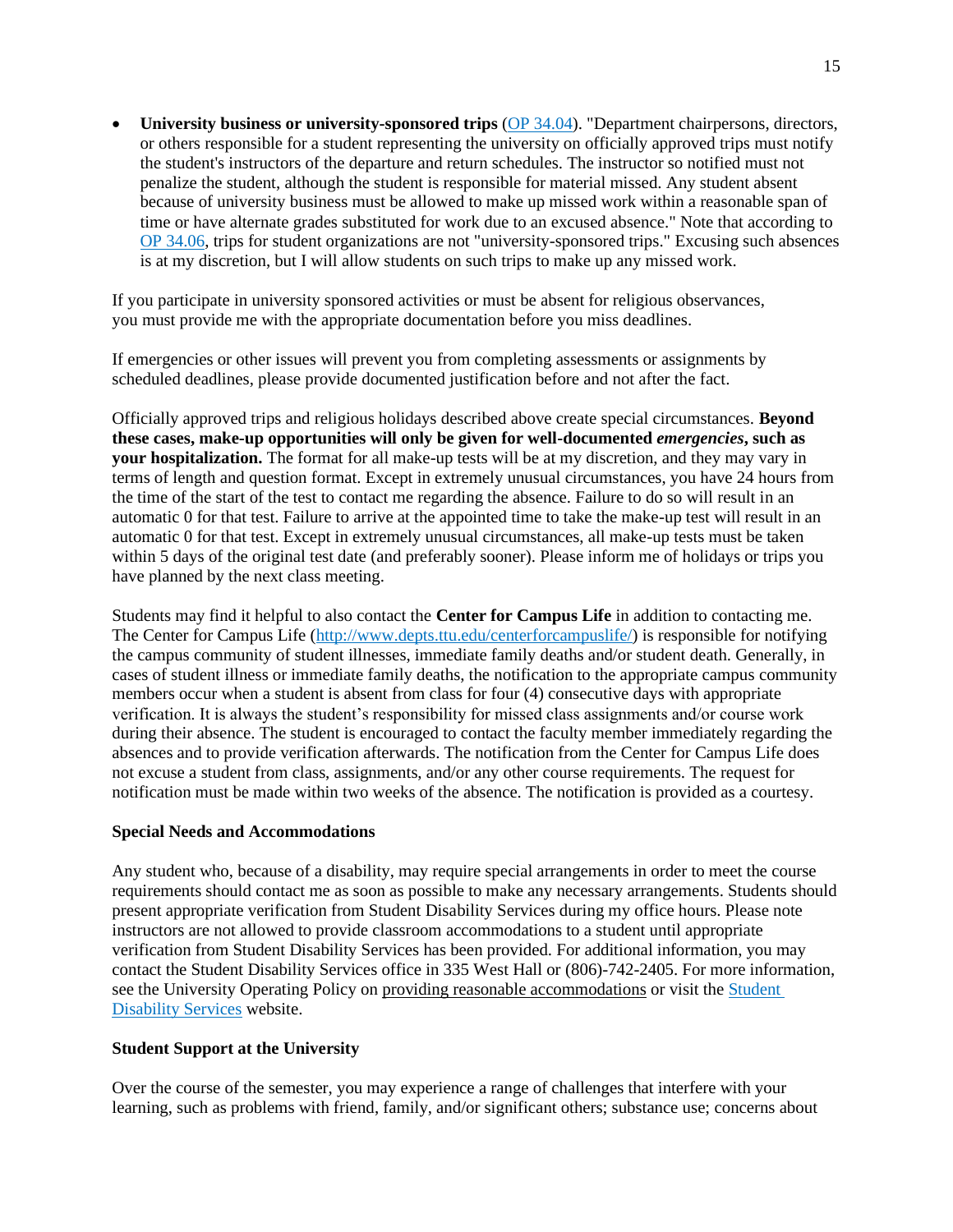- **University business or university-sponsored trips** ([OP 34.04](OP 34.04)). "Department chairpersons, directors, or others responsible for a student representing the university on officially approved trips must notify the student's instructors of the departure and return schedules. The instructor so notified must not penalize the student, although the student is responsible for material missed. Any student absent because of university business must be allowed to make up missed work within a reasonable span of time or have alternate grades substituted for work due to an excused absence." Note that according to OP 34.06, trips for student organizations are not "university-sponsored trips." Excusing such absences is at my discretion, but I will allow students on such trips to make up any missed work.

If you participate in university sponsored activities or must be absent for religious observances, you must provide me with the appropriate documentation before you miss deadlines.

If emergencies or other issues will prevent you from completing assessments or assignments by scheduled deadlines, please provide documented justification before and not after the fact.

Officially approved trips and religious holidays described above create special circumstances. **Beyond these cases, make-up opportunities will only be given for well-documented *emergencies*, such as your hospitalization.** The format for all make-up tests will be at my discretion, and they may vary in terms of length and question format. Except in extremely unusual circumstances, you have 24 hours from the time of the start of the test to contact me regarding the absence. Failure to do so will result in an automatic 0 for that test. Failure to arrive at the appointed time to take the make-up test will result in an automatic 0 for that test. Except in extremely unusual circumstances, all make-up tests must be taken within 5 days of the original test date (and preferably sooner). Please inform me of holidays or trips you have planned by the next class meeting.

Students may find it helpful to also contact the **Center for Campus Life** in addition to contacting me. The Center for Campus Life (http://www.depts.ttu.edu/centerforcampuslife/) is responsible for notifying the campus community of student illnesses, immediate family deaths and/or student death. Generally, in cases of student illness or immediate family deaths, the notification to the appropriate campus community members occur when a student is absent from class for four (4) consecutive days with appropriate verification. It is always the student's responsibility for missed class assignments and/or course work during their absence. The student is encouraged to contact the faculty member immediately regarding the absences and to provide verification afterwards. The notification from the Center for Campus Life does not excuse a student from class, assignments, and/or any other course requirements. The request for notification must be made within two weeks of the absence. The notification is provided as a courtesy.

**Special Needs and Accommodations**

Any student who, because of a disability, may require special arrangements in order to meet the course requirements should contact me as soon as possible to make any necessary arrangements. Students should present appropriate verification from Student Disability Services during my office hours. Please note instructors are not allowed to provide classroom accommodations to a student until appropriate verification from Student Disability Services has been provided. For additional information, you may contact the Student Disability Services office in 335 West Hall or (806)-742-2405. For more information, see the University Operating Policy on providing reasonable accommodations or visit the Student Disability Services website.

**Student Support at the University**

Over the course of the semester, you may experience a range of challenges that interfere with your learning, such as problems with friend, family, and/or significant others; substance use; concerns about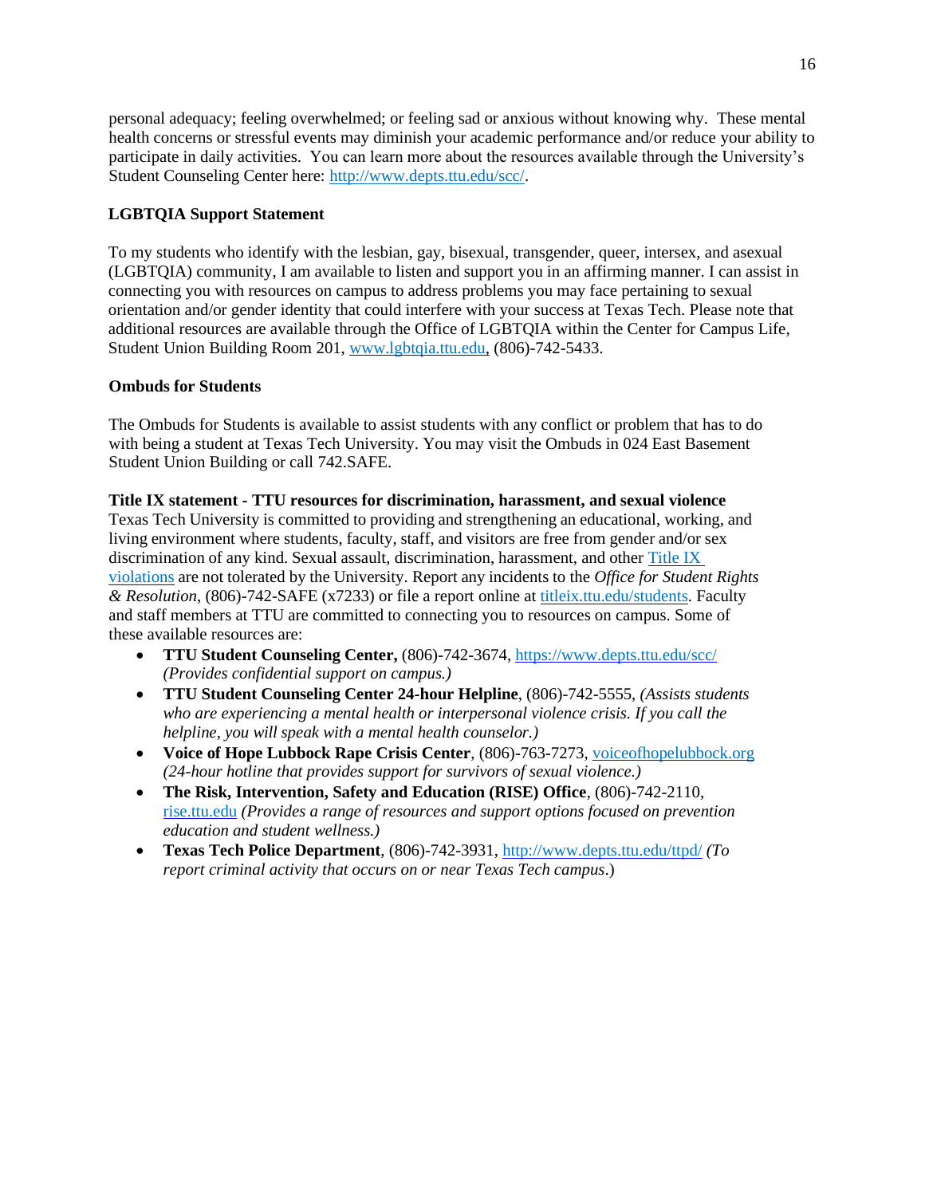personal adequacy; feeling overwhelmed; or feeling sad or anxious without knowing why. These mental health concerns or stressful events may diminish your academic performance and/or reduce your ability to participate in daily activities. You can learn more about the resources available through the University's Student Counseling Center here: http://www.depts.ttu.edu/scc/.

**LGBTQIA Support Statement**

To my students who identify with the lesbian, gay, bisexual, transgender, queer, intersex, and asexual (LGBTQIA) community, I am available to listen and support you in an affirming manner. I can assist in connecting you with resources on campus to address problems you may face pertaining to sexual orientation and/or gender identity that could interfere with your success at Texas Tech. Please note that additional resources are available through the Office of LGBTQIA within the Center for Campus Life, Student Union Building Room 201, www.lgbtqia.ttu.edu, (806)-742-5433.

**Ombuds for Students**

The Ombuds for Students is available to assist students with any conflict or problem that has to do with being a student at Texas Tech University. You may visit the Ombuds in 024 East Basement Student Union Building or call 742.SAFE.

**Title IX statement - TTU resources for discrimination, harassment, and sexual violence**

Texas Tech University is committed to providing and strengthening an educational, working, and living environment where students, faculty, staff, and visitors are free from gender and/or sex discrimination of any kind. Sexual assault, discrimination, harassment, and other Title IX violations are not tolerated by the University. Report any incidents to the *Office for Student Rights & Resolution*, (806)-742-SAFE (x7233) or file a report online at titleix.ttu.edu/students. Faculty and staff members at TTU are committed to connecting you to resources on campus. Some of these available resources are:

- **TTU Student Counseling Center,** (806)-742-3674, https://www.depts.ttu.edu/scc/ *(Provides confidential support on campus.)*
- **TTU Student Counseling Center 24-hour Helpline**, (806)-742-5555, *(Assists students who are experiencing a mental health or interpersonal violence crisis. If you call the helpline, you will speak with a mental health counselor.)*
- **Voice of Hope Lubbock Rape Crisis Center**, (806)-763-7273, voiceofhopelubbock.org *(24-hour hotline that provides support for survivors of sexual violence.)*
- **The Risk, Intervention, Safety and Education (RISE) Office**, (806)-742-2110, rise.ttu.edu *(Provides a range of resources and support options focused on prevention education and student wellness.)*
- **Texas Tech Police Department**, (806)-742-3931, http://www.depts.ttu.edu/ttpd/ *(To report criminal activity that occurs on or near Texas Tech campus.)*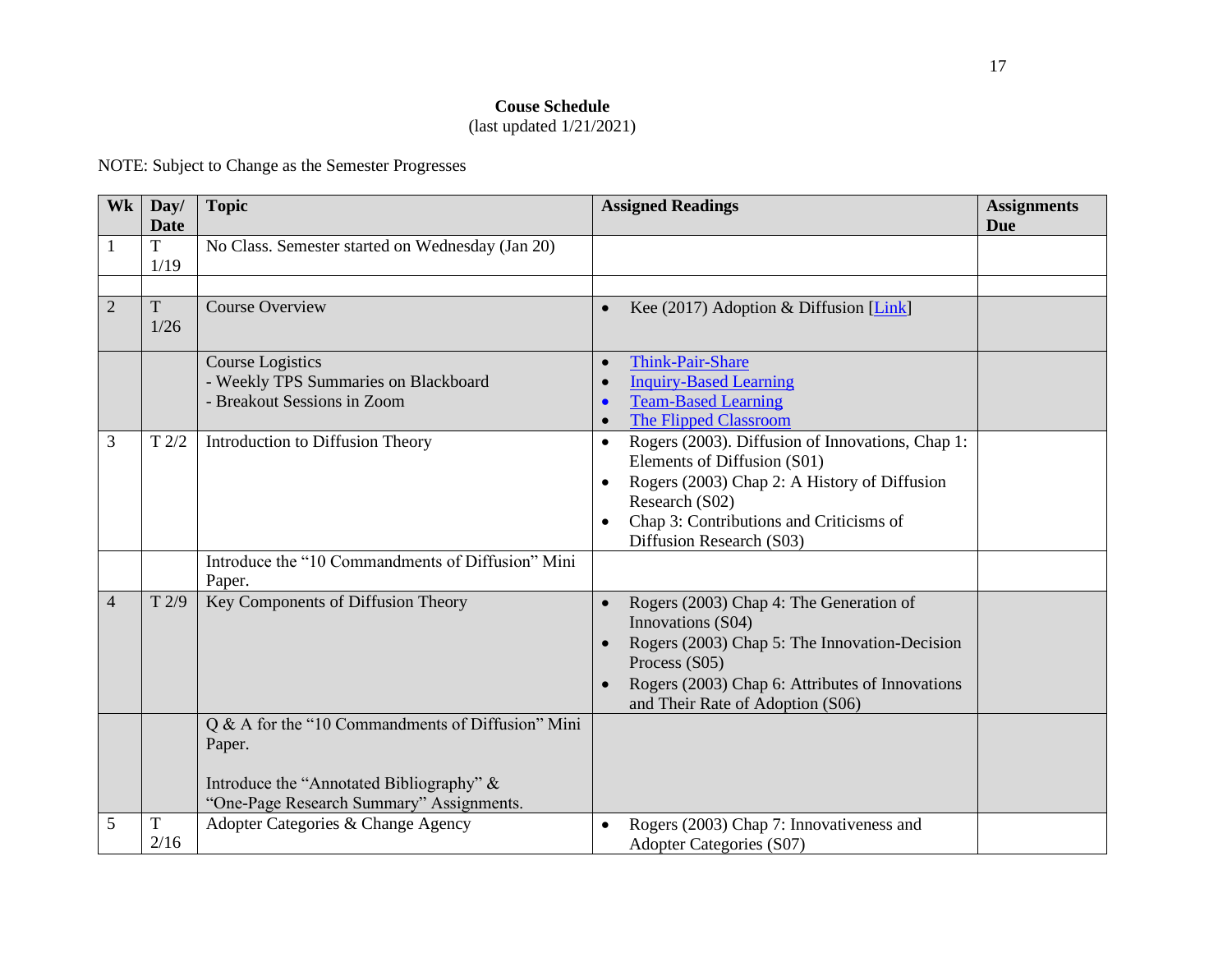**Couse Schedule**
(last updated 1/21/2021)

NOTE: Subject to Change as the Semester Progresses

| Wk | Day/ Date | Topic | Assigned Readings | Assignments Due |
|---|---|---|---|---|
| 1 | T 1/19 | No Class. Semester started on Wednesday (Jan 20) | | |
| | | | | |
| 2 | T 1/26 | Course Overview | • Kee (2017) Adoption & Diffusion [Link] | |
| | | Course Logistics<br>- Weekly TPS Summaries on Blackboard<br>- Breakout Sessions in Zoom | • Think-Pair-Share<br>• Inquiry-Based Learning<br>• Team-Based Learning<br>• The Flipped Classroom | |
| 3 | T 2/2 | Introduction to Diffusion Theory | • Rogers (2003). Diffusion of Innovations, Chap 1: Elements of Diffusion (S01)<br>• Rogers (2003) Chap 2: A History of Diffusion Research (S02)<br>• Chap 3: Contributions and Criticisms of Diffusion Research (S03) | |
| | | Introduce the "10 Commandments of Diffusion" Mini Paper. | | |
| 4 | T 2/9 | Key Components of Diffusion Theory | • Rogers (2003) Chap 4: The Generation of Innovations (S04)<br>• Rogers (2003) Chap 5: The Innovation-Decision Process (S05)<br>• Rogers (2003) Chap 6: Attributes of Innovations and Their Rate of Adoption (S06) | |
| | | Q & A for the "10 Commandments of Diffusion" Mini Paper.<br><br>Introduce the "Annotated Bibliography" & "One-Page Research Summary" Assignments. | | |
| 5 | T 2/16 | Adopter Categories & Change Agency | • Rogers (2003) Chap 7: Innovativeness and Adopter Categories (S07) | |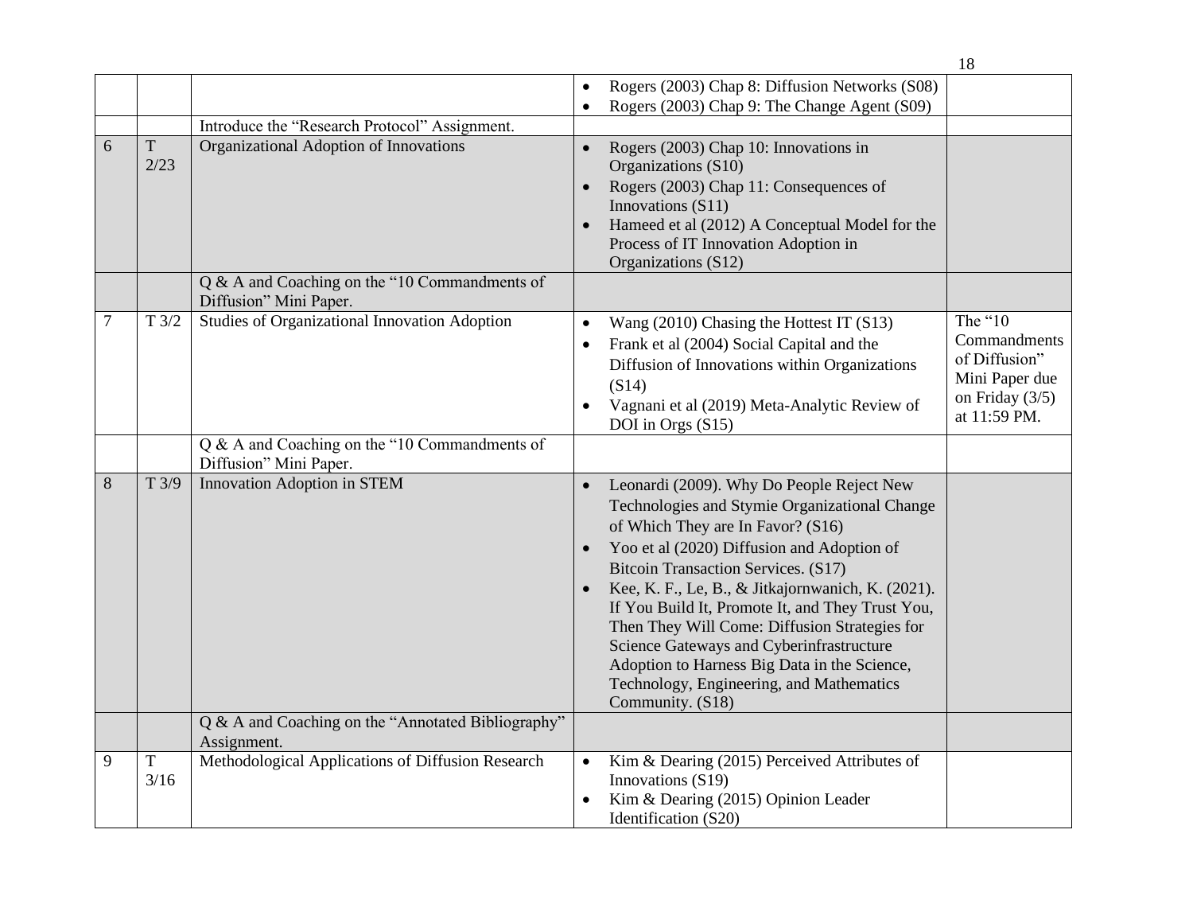| | | | | |
|---|---|---|---|---|
| | | | • Rogers (2003) Chap 8: Diffusion Networks (S08)<br>• Rogers (2003) Chap 9: The Change Agent (S09) | |
| | | Introduce the "Research Protocol" Assignment. | | |
| 6 | T 2/23 | Organizational Adoption of Innovations | • Rogers (2003) Chap 10: Innovations in Organizations (S10)<br>• Rogers (2003) Chap 11: Consequences of Innovations (S11)<br>• Hameed et al (2012) A Conceptual Model for the Process of IT Innovation Adoption in Organizations (S12) | |
| | | Q & A and Coaching on the "10 Commandments of Diffusion" Mini Paper. | | |
| 7 | T 3/2 | Studies of Organizational Innovation Adoption | • Wang (2010) Chasing the Hottest IT (S13)<br>• Frank et al (2004) Social Capital and the Diffusion of Innovations within Organizations (S14)<br>• Vagnani et al (2019) Meta-Analytic Review of DOI in Orgs (S15) | The "10 Commandments of Diffusion" Mini Paper due on Friday (3/5) at 11:59 PM. |
| | | Q & A and Coaching on the "10 Commandments of Diffusion" Mini Paper. | | |
| 8 | T 3/9 | Innovation Adoption in STEM | • Leonardi (2009). Why Do People Reject New Technologies and Stymie Organizational Change of Which They are In Favor? (S16)<br>• Yoo et al (2020) Diffusion and Adoption of Bitcoin Transaction Services. (S17)<br>• Kee, K. F., Le, B., & Jitkajornwanich, K. (2021). If You Build It, Promote It, and They Trust You, Then They Will Come: Diffusion Strategies for Science Gateways and Cyberinfrastructure Adoption to Harness Big Data in the Science, Technology, Engineering, and Mathematics Community. (S18) | |
| | | Q & A and Coaching on the "Annotated Bibliography" Assignment. | | |
| 9 | T 3/16 | Methodological Applications of Diffusion Research | • Kim & Dearing (2015) Perceived Attributes of Innovations (S19)<br>• Kim & Dearing (2015) Opinion Leader Identification (S20) | |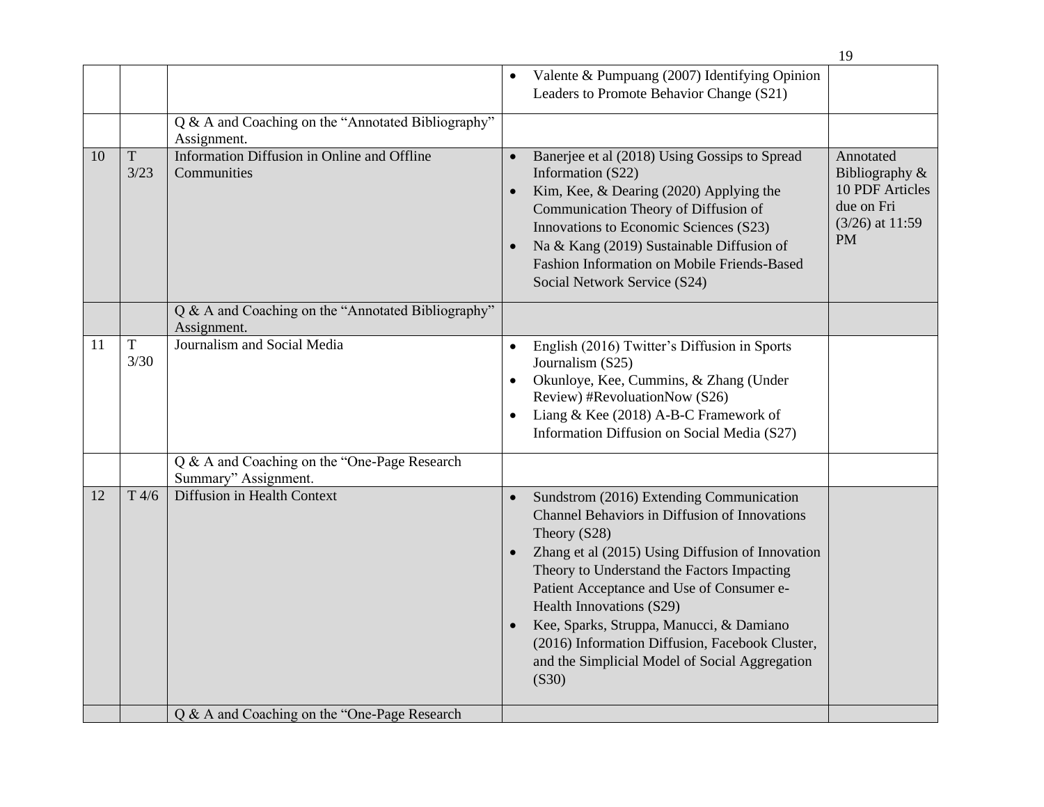| | | | | |
|---|---|---|---|---|
| | | | • Valente & Pumpuang (2007) Identifying Opinion Leaders to Promote Behavior Change (S21) | |
| | | Q & A and Coaching on the "Annotated Bibliography" Assignment. | | |
| 10 | T 3/23 | Information Diffusion in Online and Offline Communities | • Banerjee et al (2018) Using Gossips to Spread Information (S22)<br>• Kim, Kee, & Dearing (2020) Applying the Communication Theory of Diffusion of Innovations to Economic Sciences (S23)<br>• Na & Kang (2019) Sustainable Diffusion of Fashion Information on Mobile Friends-Based Social Network Service (S24) | Annotated Bibliography & 10 PDF Articles due on Fri (3/26) at 11:59 PM |
| | | Q & A and Coaching on the "Annotated Bibliography" Assignment. | | |
| 11 | T 3/30 | Journalism and Social Media | • English (2016) Twitter's Diffusion in Sports Journalism (S25)<br>• Okunloye, Kee, Cummins, & Zhang (Under Review) #RevoluationNow (S26)<br>• Liang & Kee (2018) A-B-C Framework of Information Diffusion on Social Media (S27) | |
| | | Q & A and Coaching on the "One-Page Research Summary" Assignment. | | |
| 12 | T 4/6 | Diffusion in Health Context | • Sundstrom (2016) Extending Communication Channel Behaviors in Diffusion of Innovations Theory (S28)<br>• Zhang et al (2015) Using Diffusion of Innovation Theory to Understand the Factors Impacting Patient Acceptance and Use of Consumer e-Health Innovations (S29)<br>• Kee, Sparks, Struppa, Manucci, & Damiano (2016) Information Diffusion, Facebook Cluster, and the Simplicial Model of Social Aggregation (S30) | |
| | | Q & A and Coaching on the "One-Page Research | | |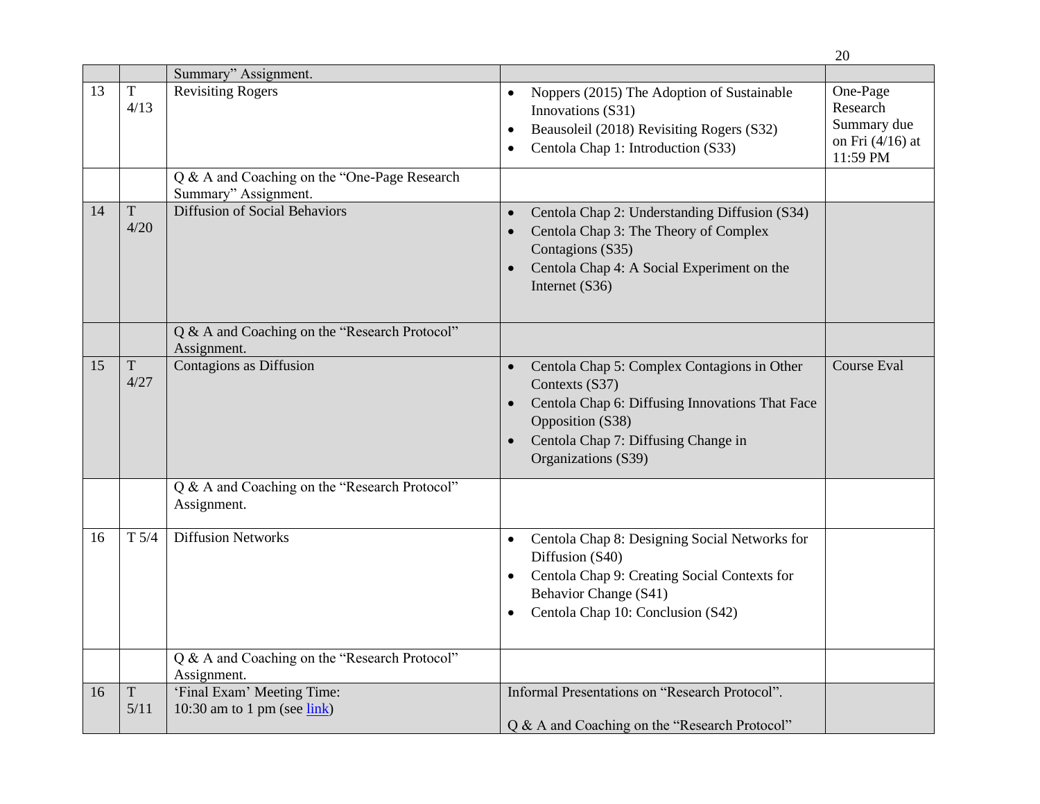| | | | | |
|---|---|---|---|---|
| | | Summary" Assignment. | | |
| 13 | T 4/13 | Revisiting Rogers | • Noppers (2015) The Adoption of Sustainable Innovations (S31)<br>• Beausoleil (2018) Revisiting Rogers (S32)<br>• Centola Chap 1: Introduction (S33) | One-Page Research Summary due on Fri (4/16) at 11:59 PM |
| | | Q & A and Coaching on the "One-Page Research Summary" Assignment. | | |
| 14 | T 4/20 | Diffusion of Social Behaviors | • Centola Chap 2: Understanding Diffusion (S34)<br>• Centola Chap 3: The Theory of Complex Contagions (S35)<br>• Centola Chap 4: A Social Experiment on the Internet (S36) | |
| | | Q & A and Coaching on the "Research Protocol" Assignment. | | |
| 15 | T 4/27 | Contagions as Diffusion | • Centola Chap 5: Complex Contagions in Other Contexts (S37)<br>• Centola Chap 6: Diffusing Innovations That Face Opposition (S38)<br>• Centola Chap 7: Diffusing Change in Organizations (S39) | Course Eval |
| | | Q & A and Coaching on the "Research Protocol" Assignment. | | |
| 16 | T 5/4 | Diffusion Networks | • Centola Chap 8: Designing Social Networks for Diffusion (S40)<br>• Centola Chap 9: Creating Social Contexts for Behavior Change (S41)<br>• Centola Chap 10: Conclusion (S42) | |
| | | Q & A and Coaching on the "Research Protocol" Assignment. | | |
| 16 | T 5/11 | 'Final Exam' Meeting Time: 10:30 am to 1 pm (see link) | Informal Presentations on "Research Protocol".<br><br>Q & A and Coaching on the "Research Protocol" | |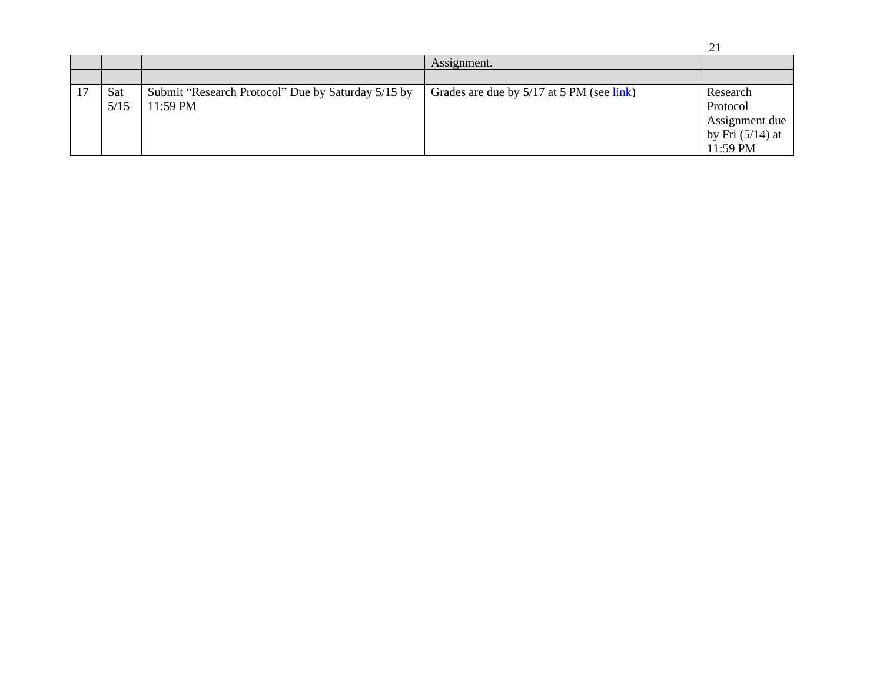| | | | | |
|---|---|---|---|---|
| | | | Assignment. | |
| | | | | |
| 17 | Sat 5/15 | Submit "Research Protocol" Due by Saturday 5/15 by 11:59 PM | Grades are due by 5/17 at 5 PM (see link) | Research Protocol Assignment due by Fri (5/14) at 11:59 PM |